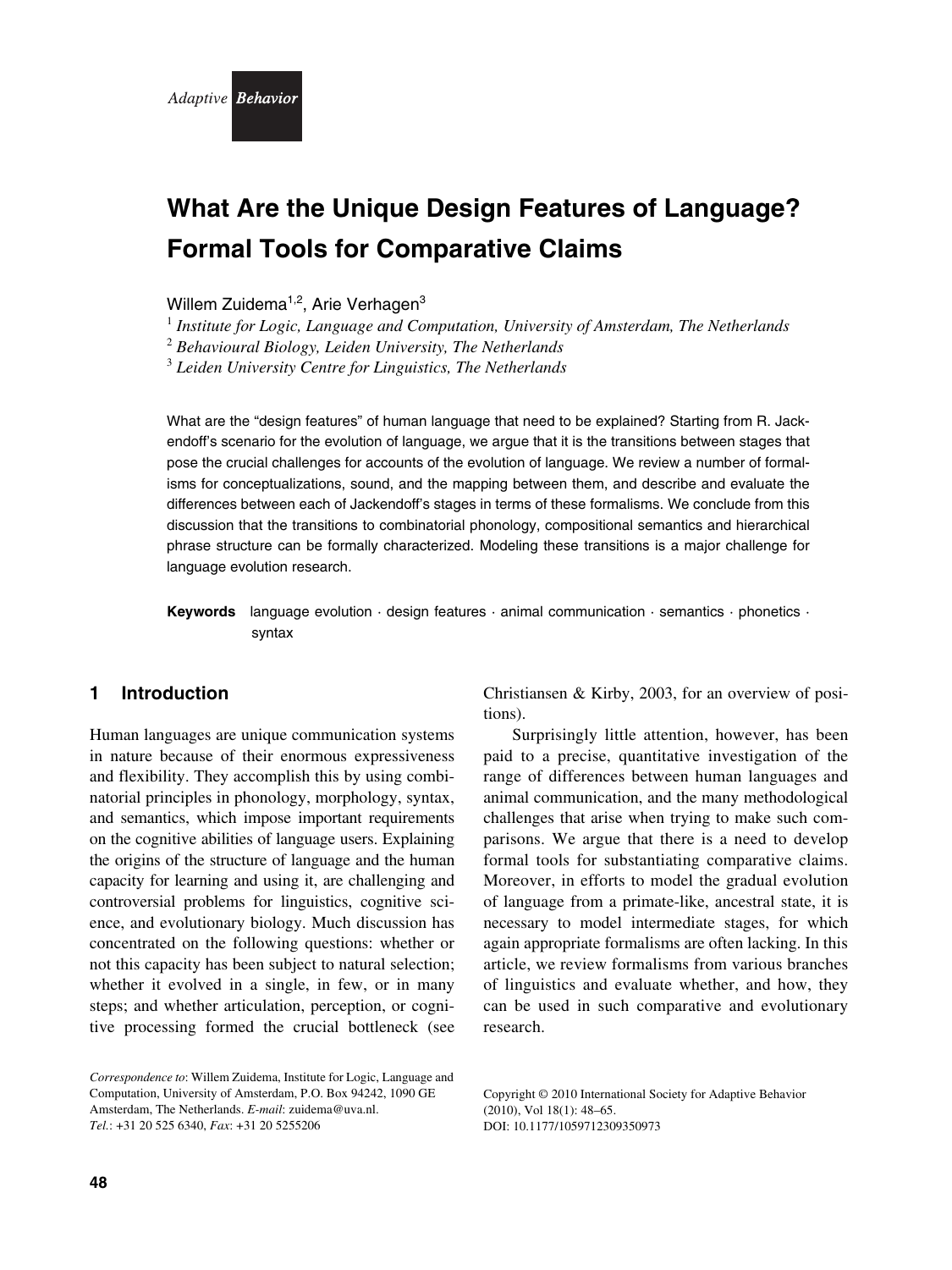Adaptive Behavior

# What Are the Unique Design Features of Language? Formal Tools for Comparative Claims

Willem Zuidema[1,2], Arie Verhagen[3]

[1] *Institute for Logic, Language and Computation, University of Amsterdam, The Netherlands*
[2] *Behavioural Biology, Leiden University, The Netherlands*
[3] *Leiden University Centre for Linguistics, The Netherlands*

What are the "design features" of human language that need to be explained? Starting from R. Jackendoff's scenario for the evolution of language, we argue that it is the transitions between stages that pose the crucial challenges for accounts of the evolution of language. We review a number of formalisms for conceptualizations, sound, and the mapping between them, and describe and evaluate the differences between each of Jackendoff's stages in terms of these formalisms. We conclude from this discussion that the transitions to combinatorial phonology, compositional semantics and hierarchical phrase structure can be formally characterized. Modeling these transitions is a major challenge for language evolution research.

**Keywords** language evolution · design features · animal communication · semantics · phonetics · syntax

## 1 Introduction

Human languages are unique communication systems in nature because of their enormous expressiveness and flexibility. They accomplish this by using combinatorial principles in phonology, morphology, syntax, and semantics, which impose important requirements on the cognitive abilities of language users. Explaining the origins of the structure of language and the human capacity for learning and using it, are challenging and controversial problems for linguistics, cognitive science, and evolutionary biology. Much discussion has concentrated on the following questions: whether or not this capacity has been subject to natural selection; whether it evolved in a single, in few, or in many steps; and whether articulation, perception, or cognitive processing formed the crucial bottleneck (see Christiansen & Kirby, 2003, for an overview of positions).

Surprisingly little attention, however, has been paid to a precise, quantitative investigation of the range of differences between human languages and animal communication, and the many methodological challenges that arise when trying to make such comparisons. We argue that there is a need to develop formal tools for substantiating comparative claims. Moreover, in efforts to model the gradual evolution of language from a primate-like, ancestral state, it is necessary to model intermediate stages, for which again appropriate formalisms are often lacking. In this article, we review formalisms from various branches of linguistics and evaluate whether, and how, they can be used in such comparative and evolutionary research.

*Correspondence to*: Willem Zuidema, Institute for Logic, Language and Computation, University of Amsterdam, P.O. Box 94242, 1090 GE Amsterdam, The Netherlands. *E-mail*: zuidema@uva.nl.
*Tel.*: +31 20 525 6340, *Fax*: +31 20 5255206

Copyright © 2010 International Society for Adaptive Behavior (2010), Vol 18(1): 48–65.
DOI: 10.1177/1059712309350973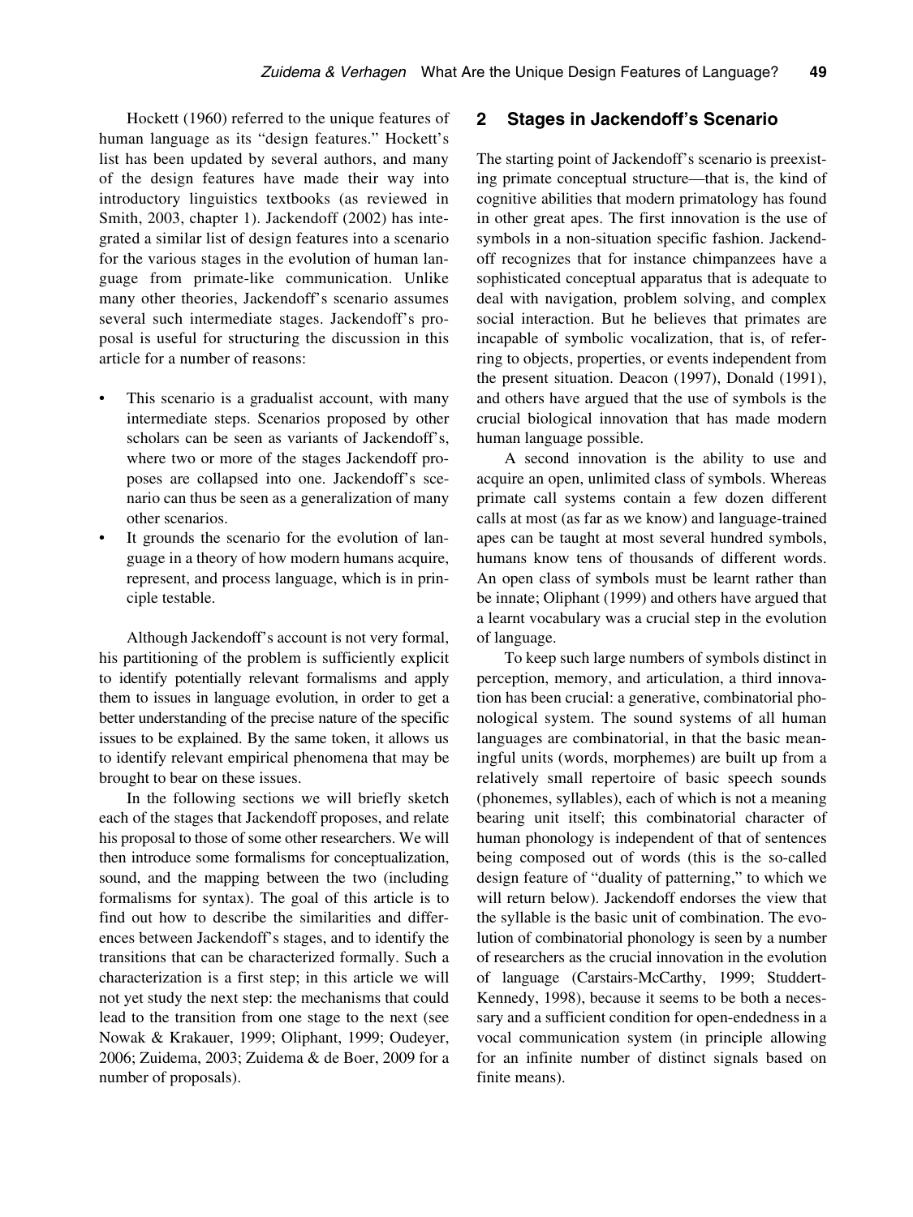Hockett (1960) referred to the unique features of human language as its "design features." Hockett's list has been updated by several authors, and many of the design features have made their way into introductory linguistics textbooks (as reviewed in Smith, 2003, chapter 1). Jackendoff (2002) has integrated a similar list of design features into a scenario for the various stages in the evolution of human language from primate-like communication. Unlike many other theories, Jackendoff's scenario assumes several such intermediate stages. Jackendoff's proposal is useful for structuring the discussion in this article for a number of reasons:

- This scenario is a gradualist account, with many intermediate steps. Scenarios proposed by other scholars can be seen as variants of Jackendoff's, where two or more of the stages Jackendoff proposes are collapsed into one. Jackendoff's scenario can thus be seen as a generalization of many other scenarios.
- It grounds the scenario for the evolution of language in a theory of how modern humans acquire, represent, and process language, which is in principle testable.

Although Jackendoff's account is not very formal, his partitioning of the problem is sufficiently explicit to identify potentially relevant formalisms and apply them to issues in language evolution, in order to get a better understanding of the precise nature of the specific issues to be explained. By the same token, it allows us to identify relevant empirical phenomena that may be brought to bear on these issues.

In the following sections we will briefly sketch each of the stages that Jackendoff proposes, and relate his proposal to those of some other researchers. We will then introduce some formalisms for conceptualization, sound, and the mapping between the two (including formalisms for syntax). The goal of this article is to find out how to describe the similarities and differences between Jackendoff's stages, and to identify the transitions that can be characterized formally. Such a characterization is a first step; in this article we will not yet study the next step: the mechanisms that could lead to the transition from one stage to the next (see Nowak & Krakauer, 1999; Oliphant, 1999; Oudeyer, 2006; Zuidema, 2003; Zuidema & de Boer, 2009 for a number of proposals).

## 2 Stages in Jackendoff's Scenario

The starting point of Jackendoff's scenario is preexisting primate conceptual structure—that is, the kind of cognitive abilities that modern primatology has found in other great apes. The first innovation is the use of symbols in a non-situation specific fashion. Jackendoff recognizes that for instance chimpanzees have a sophisticated conceptual apparatus that is adequate to deal with navigation, problem solving, and complex social interaction. But he believes that primates are incapable of symbolic vocalization, that is, of referring to objects, properties, or events independent from the present situation. Deacon (1997), Donald (1991), and others have argued that the use of symbols is the crucial biological innovation that has made modern human language possible.

A second innovation is the ability to use and acquire an open, unlimited class of symbols. Whereas primate call systems contain a few dozen different calls at most (as far as we know) and language-trained apes can be taught at most several hundred symbols, humans know tens of thousands of different words. An open class of symbols must be learnt rather than be innate; Oliphant (1999) and others have argued that a learnt vocabulary was a crucial step in the evolution of language.

To keep such large numbers of symbols distinct in perception, memory, and articulation, a third innovation has been crucial: a generative, combinatorial phonological system. The sound systems of all human languages are combinatorial, in that the basic meaningful units (words, morphemes) are built up from a relatively small repertoire of basic speech sounds (phonemes, syllables), each of which is not a meaning bearing unit itself; this combinatorial character of human phonology is independent of that of sentences being composed out of words (this is the so-called design feature of "duality of patterning," to which we will return below). Jackendoff endorses the view that the syllable is the basic unit of combination. The evolution of combinatorial phonology is seen by a number of researchers as the crucial innovation in the evolution of language (Carstairs-McCarthy, 1999; Studdert-Kennedy, 1998), because it seems to be both a necessary and a sufficient condition for open-endedness in a vocal communication system (in principle allowing for an infinite number of distinct signals based on finite means).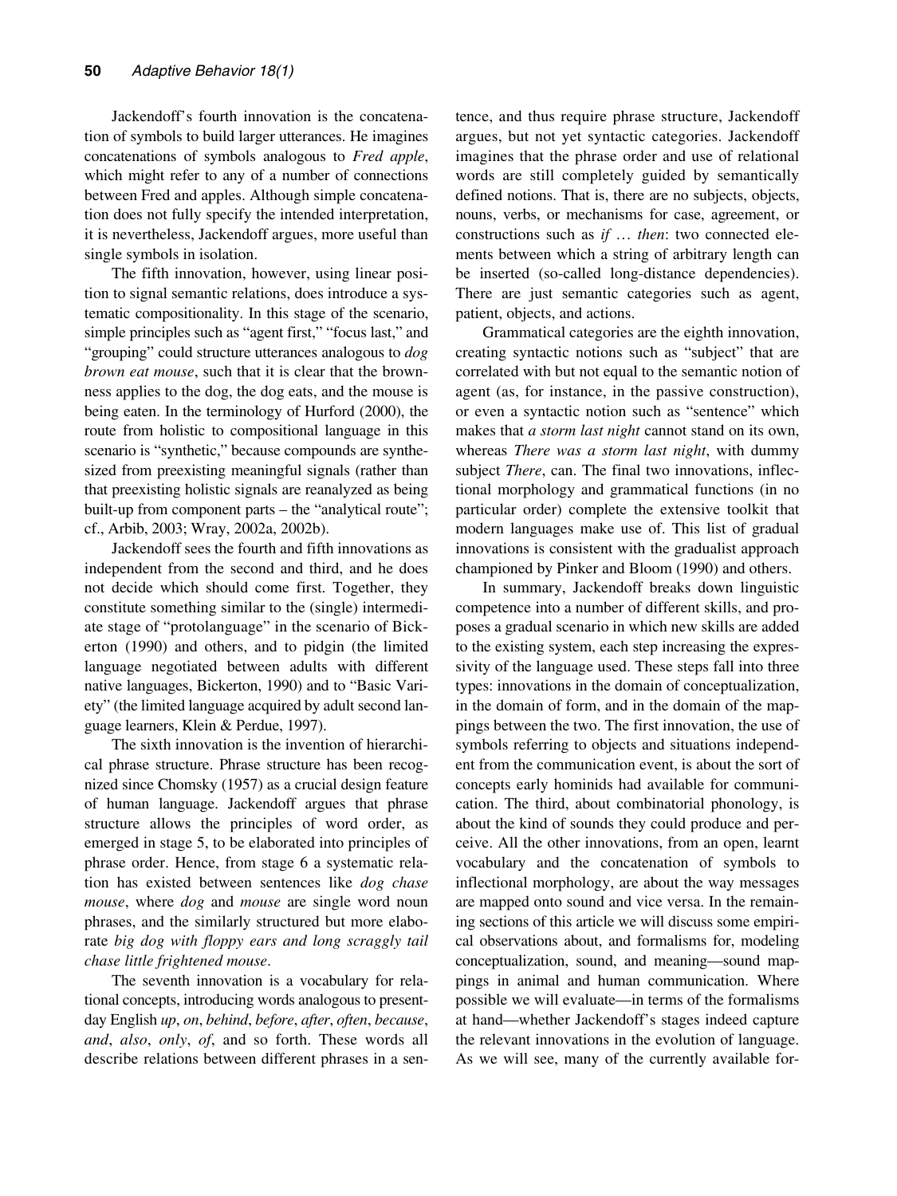Jackendoff's fourth innovation is the concatenation of symbols to build larger utterances. He imagines concatenations of symbols analogous to *Fred apple*, which might refer to any of a number of connections between Fred and apples. Although simple concatenation does not fully specify the intended interpretation, it is nevertheless, Jackendoff argues, more useful than single symbols in isolation.

The fifth innovation, however, using linear position to signal semantic relations, does introduce a systematic compositionality. In this stage of the scenario, simple principles such as "agent first," "focus last," and "grouping" could structure utterances analogous to *dog brown eat mouse*, such that it is clear that the brownness applies to the dog, the dog eats, and the mouse is being eaten. In the terminology of Hurford (2000), the route from holistic to compositional language in this scenario is "synthetic," because compounds are synthesized from preexisting meaningful signals (rather than that preexisting holistic signals are reanalyzed as being built-up from component parts – the "analytical route"; cf., Arbib, 2003; Wray, 2002a, 2002b).

Jackendoff sees the fourth and fifth innovations as independent from the second and third, and he does not decide which should come first. Together, they constitute something similar to the (single) intermediate stage of "protolanguage" in the scenario of Bickerton (1990) and others, and to pidgin (the limited language negotiated between adults with different native languages, Bickerton, 1990) and to "Basic Variety" (the limited language acquired by adult second language learners, Klein & Perdue, 1997).

The sixth innovation is the invention of hierarchical phrase structure. Phrase structure has been recognized since Chomsky (1957) as a crucial design feature of human language. Jackendoff argues that phrase structure allows the principles of word order, as emerged in stage 5, to be elaborated into principles of phrase order. Hence, from stage 6 a systematic relation has existed between sentences like *dog chase mouse*, where *dog* and *mouse* are single word noun phrases, and the similarly structured but more elaborate *big dog with floppy ears and long scraggly tail chase little frightened mouse*.

The seventh innovation is a vocabulary for relational concepts, introducing words analogous to present-day English *up*, *on*, *behind*, *before*, *after*, *often*, *because*, *and*, *also*, *only*, *of*, and so forth. These words all describe relations between different phrases in a sentence, and thus require phrase structure, Jackendoff argues, but not yet syntactic categories. Jackendoff imagines that the phrase order and use of relational words are still completely guided by semantically defined notions. That is, there are no subjects, objects, nouns, verbs, or mechanisms for case, agreement, or constructions such as *if … then*: two connected elements between which a string of arbitrary length can be inserted (so-called long-distance dependencies). There are just semantic categories such as agent, patient, objects, and actions.

Grammatical categories are the eighth innovation, creating syntactic notions such as "subject" that are correlated with but not equal to the semantic notion of agent (as, for instance, in the passive construction), or even a syntactic notion such as "sentence" which makes that *a storm last night* cannot stand on its own, whereas *There was a storm last night*, with dummy subject *There*, can. The final two innovations, inflectional morphology and grammatical functions (in no particular order) complete the extensive toolkit that modern languages make use of. This list of gradual innovations is consistent with the gradualist approach championed by Pinker and Bloom (1990) and others.

In summary, Jackendoff breaks down linguistic competence into a number of different skills, and proposes a gradual scenario in which new skills are added to the existing system, each step increasing the expressivity of the language used. These steps fall into three types: innovations in the domain of conceptualization, in the domain of form, and in the domain of the mappings between the two. The first innovation, the use of symbols referring to objects and situations independent from the communication event, is about the sort of concepts early hominids had available for communication. The third, about combinatorial phonology, is about the kind of sounds they could produce and perceive. All the other innovations, from an open, learnt vocabulary and the concatenation of symbols to inflectional morphology, are about the way messages are mapped onto sound and vice versa. In the remaining sections of this article we will discuss some empirical observations about, and formalisms for, modeling conceptualization, sound, and meaning—sound mappings in animal and human communication. Where possible we will evaluate—in terms of the formalisms at hand—whether Jackendoff's stages indeed capture the relevant innovations in the evolution of language. As we will see, many of the currently available for-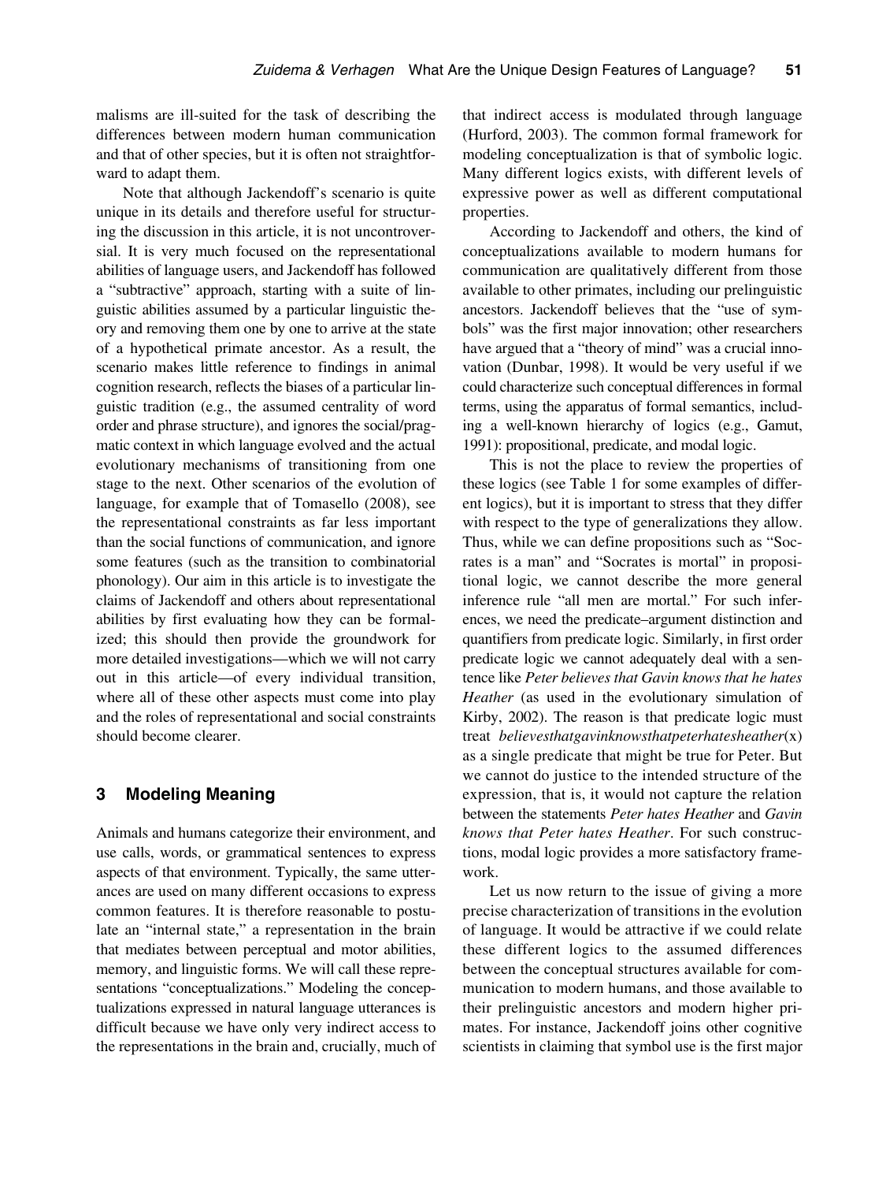malisms are ill-suited for the task of describing the differences between modern human communication and that of other species, but it is often not straightforward to adapt them.

Note that although Jackendoff's scenario is quite unique in its details and therefore useful for structuring the discussion in this article, it is not uncontroversial. It is very much focused on the representational abilities of language users, and Jackendoff has followed a "subtractive" approach, starting with a suite of linguistic abilities assumed by a particular linguistic theory and removing them one by one to arrive at the state of a hypothetical primate ancestor. As a result, the scenario makes little reference to findings in animal cognition research, reflects the biases of a particular linguistic tradition (e.g., the assumed centrality of word order and phrase structure), and ignores the social/pragmatic context in which language evolved and the actual evolutionary mechanisms of transitioning from one stage to the next. Other scenarios of the evolution of language, for example that of Tomasello (2008), see the representational constraints as far less important than the social functions of communication, and ignore some features (such as the transition to combinatorial phonology). Our aim in this article is to investigate the claims of Jackendoff and others about representational abilities by first evaluating how they can be formalized; this should then provide the groundwork for more detailed investigations—which we will not carry out in this article—of every individual transition, where all of these other aspects must come into play and the roles of representational and social constraints should become clearer.

## 3 Modeling Meaning

Animals and humans categorize their environment, and use calls, words, or grammatical sentences to express aspects of that environment. Typically, the same utterances are used on many different occasions to express common features. It is therefore reasonable to postulate an "internal state," a representation in the brain that mediates between perceptual and motor abilities, memory, and linguistic forms. We will call these representations "conceptualizations." Modeling the conceptualizations expressed in natural language utterances is difficult because we have only very indirect access to the representations in the brain and, crucially, much of that indirect access is modulated through language (Hurford, 2003). The common formal framework for modeling conceptualization is that of symbolic logic. Many different logics exists, with different levels of expressive power as well as different computational properties.

According to Jackendoff and others, the kind of conceptualizations available to modern humans for communication are qualitatively different from those available to other primates, including our prelinguistic ancestors. Jackendoff believes that the "use of symbols" was the first major innovation; other researchers have argued that a "theory of mind" was a crucial innovation (Dunbar, 1998). It would be very useful if we could characterize such conceptual differences in formal terms, using the apparatus of formal semantics, including a well-known hierarchy of logics (e.g., Gamut, 1991): propositional, predicate, and modal logic.

This is not the place to review the properties of these logics (see Table 1 for some examples of different logics), but it is important to stress that they differ with respect to the type of generalizations they allow. Thus, while we can define propositions such as "Socrates is a man" and "Socrates is mortal" in propositional logic, we cannot describe the more general inference rule "all men are mortal." For such inferences, we need the predicate–argument distinction and quantifiers from predicate logic. Similarly, in first order predicate logic we cannot adequately deal with a sentence like *Peter believes that Gavin knows that he hates Heather* (as used in the evolutionary simulation of Kirby, 2002). The reason is that predicate logic must treat *believesthatgavinknowsthatpeterhatesheather*(x) as a single predicate that might be true for Peter. But we cannot do justice to the intended structure of the expression, that is, it would not capture the relation between the statements *Peter hates Heather* and *Gavin knows that Peter hates Heather*. For such constructions, modal logic provides a more satisfactory framework.

Let us now return to the issue of giving a more precise characterization of transitions in the evolution of language. It would be attractive if we could relate these different logics to the assumed differences between the conceptual structures available for communication to modern humans, and those available to their prelinguistic ancestors and modern higher primates. For instance, Jackendoff joins other cognitive scientists in claiming that symbol use is the first major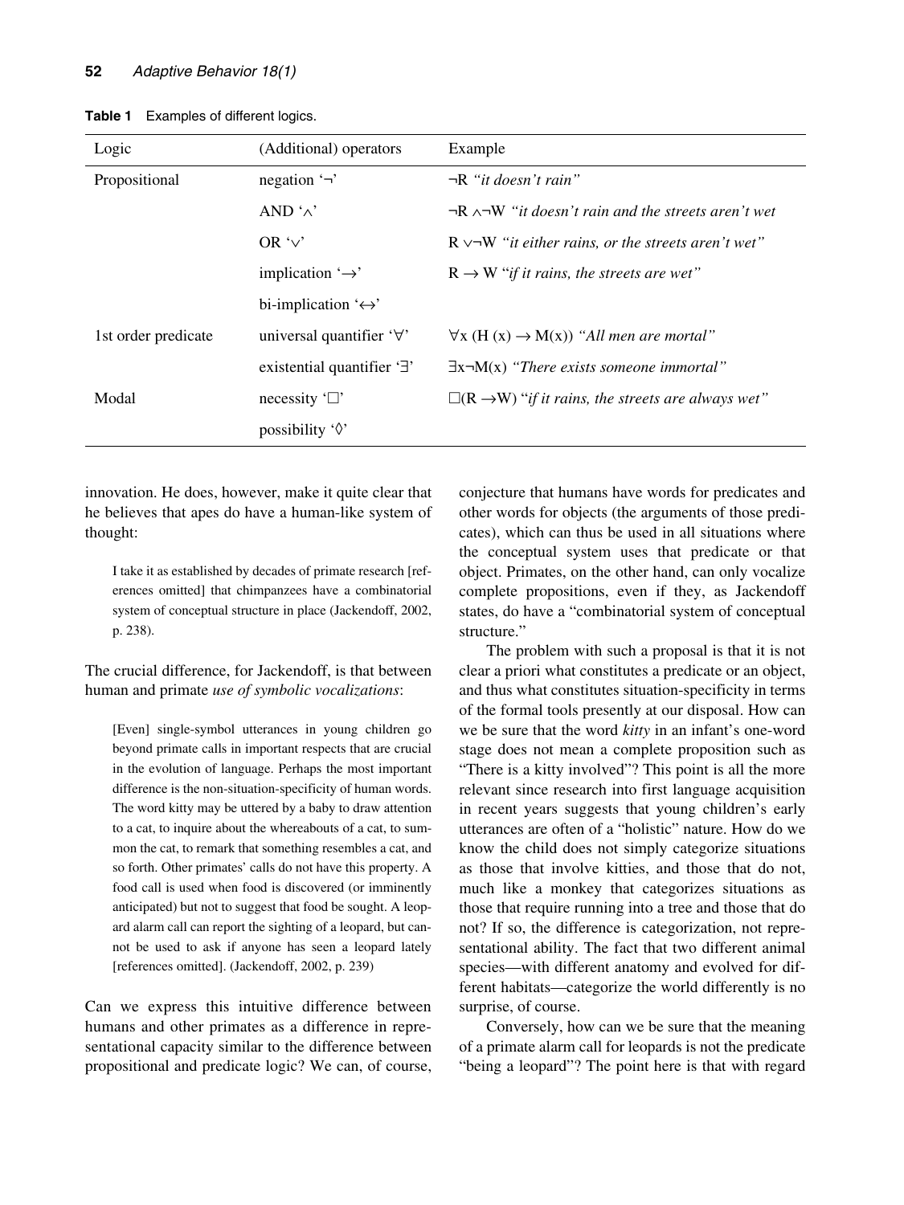**Table 1** Examples of different logics.

| Logic | (Additional) operators | Example |
|---|---|---|
| Propositional | negation '¬' | ¬R *"it doesn't rain"* |
| | AND '∧' | ¬R ∧¬W *"it doesn't rain and the streets aren't wet* |
| | OR '∨' | R ∨¬W *"it either rains, or the streets aren't wet"* |
| | implication '→' | R → W "*if it rains, the streets are wet"* |
| | bi-implication '↔' | |
| 1st order predicate | universal quantifier '∀' | ∀x (H (x) → M(x)) *"All men are mortal"* |
| | existential quantifier '∃' | ∃x¬M(x) *"There exists someone immortal"* |
| Modal | necessity '□' | □(R →W) "*if it rains, the streets are always wet"* |
| | possibility '◊' | |

innovation. He does, however, make it quite clear that he believes that apes do have a human-like system of thought:

> I take it as established by decades of primate research [references omitted] that chimpanzees have a combinatorial system of conceptual structure in place (Jackendoff, 2002, p. 238).

The crucial difference, for Jackendoff, is that between human and primate *use of symbolic vocalizations*:

> [Even] single-symbol utterances in young children go beyond primate calls in important respects that are crucial in the evolution of language. Perhaps the most important difference is the non-situation-specificity of human words. The word kitty may be uttered by a baby to draw attention to a cat, to inquire about the whereabouts of a cat, to summon the cat, to remark that something resembles a cat, and so forth. Other primates' calls do not have this property. A food call is used when food is discovered (or imminently anticipated) but not to suggest that food be sought. A leopard alarm call can report the sighting of a leopard, but cannot be used to ask if anyone has seen a leopard lately [references omitted]. (Jackendoff, 2002, p. 239)

Can we express this intuitive difference between humans and other primates as a difference in representational capacity similar to the difference between propositional and predicate logic? We can, of course, conjecture that humans have words for predicates and other words for objects (the arguments of those predicates), which can thus be used in all situations where the conceptual system uses that predicate or that object. Primates, on the other hand, can only vocalize complete propositions, even if they, as Jackendoff states, do have a "combinatorial system of conceptual structure."

The problem with such a proposal is that it is not clear a priori what constitutes a predicate or an object, and thus what constitutes situation-specificity in terms of the formal tools presently at our disposal. How can we be sure that the word *kitty* in an infant's one-word stage does not mean a complete proposition such as "There is a kitty involved"? This point is all the more relevant since research into first language acquisition in recent years suggests that young children's early utterances are often of a "holistic" nature. How do we know the child does not simply categorize situations as those that involve kitties, and those that do not, much like a monkey that categorizes situations as those that require running into a tree and those that do not? If so, the difference is categorization, not representational ability. The fact that two different animal species—with different anatomy and evolved for different habitats—categorize the world differently is no surprise, of course.

Conversely, how can we be sure that the meaning of a primate alarm call for leopards is not the predicate "being a leopard"? The point here is that with regard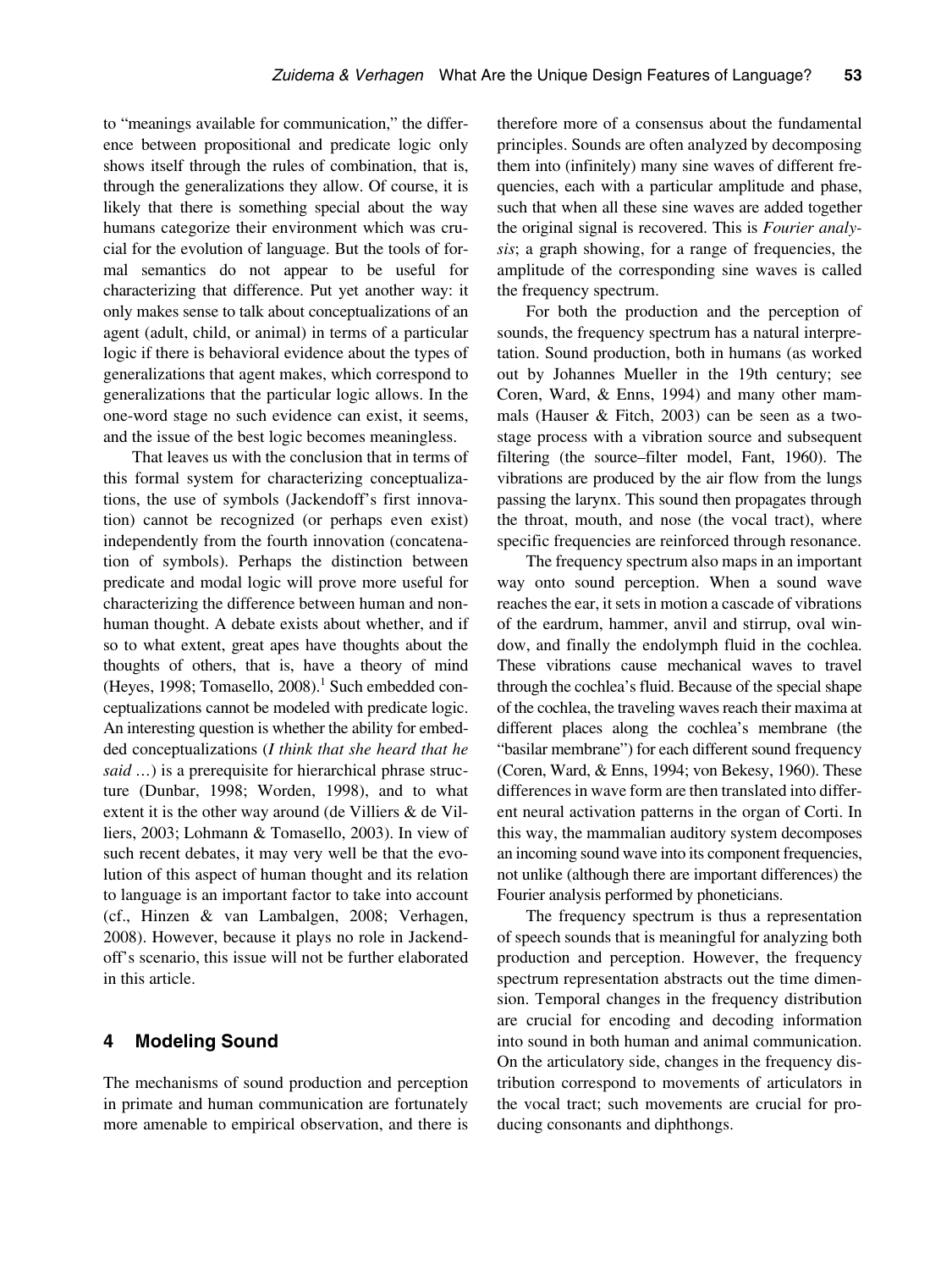to "meanings available for communication," the difference between propositional and predicate logic only shows itself through the rules of combination, that is, through the generalizations they allow. Of course, it is likely that there is something special about the way humans categorize their environment which was crucial for the evolution of language. But the tools of formal semantics do not appear to be useful for characterizing that difference. Put yet another way: it only makes sense to talk about conceptualizations of an agent (adult, child, or animal) in terms of a particular logic if there is behavioral evidence about the types of generalizations that agent makes, which correspond to generalizations that the particular logic allows. In the one-word stage no such evidence can exist, it seems, and the issue of the best logic becomes meaningless.

That leaves us with the conclusion that in terms of this formal system for characterizing conceptualizations, the use of symbols (Jackendoff's first innovation) cannot be recognized (or perhaps even exist) independently from the fourth innovation (concatenation of symbols). Perhaps the distinction between predicate and modal logic will prove more useful for characterizing the difference between human and nonhuman thought. A debate exists about whether, and if so to what extent, great apes have thoughts about the thoughts of others, that is, have a theory of mind (Heyes, 1998; Tomasello, 2008).[1] Such embedded conceptualizations cannot be modeled with predicate logic. An interesting question is whether the ability for embedded conceptualizations (*I think that she heard that he said …*) is a prerequisite for hierarchical phrase structure (Dunbar, 1998; Worden, 1998), and to what extent it is the other way around (de Villiers & de Villiers, 2003; Lohmann & Tomasello, 2003). In view of such recent debates, it may very well be that the evolution of this aspect of human thought and its relation to language is an important factor to take into account (cf., Hinzen & van Lambalgen, 2008; Verhagen, 2008). However, because it plays no role in Jackendoff's scenario, this issue will not be further elaborated in this article.

## 4 Modeling Sound

The mechanisms of sound production and perception in primate and human communication are fortunately more amenable to empirical observation, and there is therefore more of a consensus about the fundamental principles. Sounds are often analyzed by decomposing them into (infinitely) many sine waves of different frequencies, each with a particular amplitude and phase, such that when all these sine waves are added together the original signal is recovered. This is *Fourier analysis*; a graph showing, for a range of frequencies, the amplitude of the corresponding sine waves is called the frequency spectrum.

For both the production and the perception of sounds, the frequency spectrum has a natural interpretation. Sound production, both in humans (as worked out by Johannes Mueller in the 19th century; see Coren, Ward, & Enns, 1994) and many other mammals (Hauser & Fitch, 2003) can be seen as a two-stage process with a vibration source and subsequent filtering (the source–filter model, Fant, 1960). The vibrations are produced by the air flow from the lungs passing the larynx. This sound then propagates through the throat, mouth, and nose (the vocal tract), where specific frequencies are reinforced through resonance.

The frequency spectrum also maps in an important way onto sound perception. When a sound wave reaches the ear, it sets in motion a cascade of vibrations of the eardrum, hammer, anvil and stirrup, oval window, and finally the endolymph fluid in the cochlea. These vibrations cause mechanical waves to travel through the cochlea's fluid. Because of the special shape of the cochlea, the traveling waves reach their maxima at different places along the cochlea's membrane (the "basilar membrane") for each different sound frequency (Coren, Ward, & Enns, 1994; von Bekesy, 1960). These differences in wave form are then translated into different neural activation patterns in the organ of Corti. In this way, the mammalian auditory system decomposes an incoming sound wave into its component frequencies, not unlike (although there are important differences) the Fourier analysis performed by phoneticians.

The frequency spectrum is thus a representation of speech sounds that is meaningful for analyzing both production and perception. However, the frequency spectrum representation abstracts out the time dimension. Temporal changes in the frequency distribution are crucial for encoding and decoding information into sound in both human and animal communication. On the articulatory side, changes in the frequency distribution correspond to movements of articulators in the vocal tract; such movements are crucial for producing consonants and diphthongs.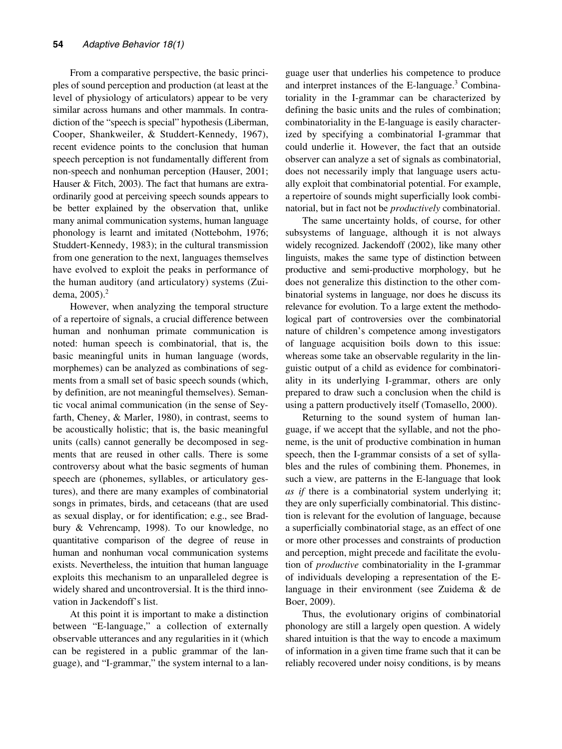From a comparative perspective, the basic principles of sound perception and production (at least at the level of physiology of articulators) appear to be very similar across humans and other mammals. In contradiction of the "speech is special" hypothesis (Liberman, Cooper, Shankweiler, & Studdert-Kennedy, 1967), recent evidence points to the conclusion that human speech perception is not fundamentally different from non-speech and nonhuman perception (Hauser, 2001; Hauser & Fitch, 2003). The fact that humans are extraordinarily good at perceiving speech sounds appears to be better explained by the observation that, unlike many animal communication systems, human language phonology is learnt and imitated (Nottebohm, 1976; Studdert-Kennedy, 1983); in the cultural transmission from one generation to the next, languages themselves have evolved to exploit the peaks in performance of the human auditory (and articulatory) systems (Zuidema, 2005).[2]

However, when analyzing the temporal structure of a repertoire of signals, a crucial difference between human and nonhuman primate communication is noted: human speech is combinatorial, that is, the basic meaningful units in human language (words, morphemes) can be analyzed as combinations of segments from a small set of basic speech sounds (which, by definition, are not meaningful themselves). Semantic vocal animal communication (in the sense of Seyfarth, Cheney, & Marler, 1980), in contrast, seems to be acoustically holistic; that is, the basic meaningful units (calls) cannot generally be decomposed in segments that are reused in other calls. There is some controversy about what the basic segments of human speech are (phonemes, syllables, or articulatory gestures), and there are many examples of combinatorial songs in primates, birds, and cetaceans (that are used as sexual display, or for identification; e.g., see Bradbury & Vehrencamp, 1998). To our knowledge, no quantitative comparison of the degree of reuse in human and nonhuman vocal communication systems exists. Nevertheless, the intuition that human language exploits this mechanism to an unparalleled degree is widely shared and uncontroversial. It is the third innovation in Jackendoff's list.

At this point it is important to make a distinction between "E-language," a collection of externally observable utterances and any regularities in it (which can be registered in a public grammar of the language), and "I-grammar," the system internal to a language user that underlies his competence to produce and interpret instances of the E-language.[3] Combinatoriality in the I-grammar can be characterized by defining the basic units and the rules of combination; combinatoriality in the E-language is easily characterized by specifying a combinatorial I-grammar that could underlie it. However, the fact that an outside observer can analyze a set of signals as combinatorial, does not necessarily imply that language users actually exploit that combinatorial potential. For example, a repertoire of sounds might superficially look combinatorial, but in fact not be *productively* combinatorial.

The same uncertainty holds, of course, for other subsystems of language, although it is not always widely recognized. Jackendoff (2002), like many other linguists, makes the same type of distinction between productive and semi-productive morphology, but he does not generalize this distinction to the other combinatorial systems in language, nor does he discuss its relevance for evolution. To a large extent the methodological part of controversies over the combinatorial nature of children's competence among investigators of language acquisition boils down to this issue: whereas some take an observable regularity in the linguistic output of a child as evidence for combinatoriality in its underlying I-grammar, others are only prepared to draw such a conclusion when the child is using a pattern productively itself (Tomasello, 2000).

Returning to the sound system of human language, if we accept that the syllable, and not the phoneme, is the unit of productive combination in human speech, then the I-grammar consists of a set of syllables and the rules of combining them. Phonemes, in such a view, are patterns in the E-language that look *as if* there is a combinatorial system underlying it; they are only superficially combinatorial. This distinction is relevant for the evolution of language, because a superficially combinatorial stage, as an effect of one or more other processes and constraints of production and perception, might precede and facilitate the evolution of *productive* combinatoriality in the I-grammar of individuals developing a representation of the E-language in their environment (see Zuidema & de Boer, 2009).

Thus, the evolutionary origins of combinatorial phonology are still a largely open question. A widely shared intuition is that the way to encode a maximum of information in a given time frame such that it can be reliably recovered under noisy conditions, is by means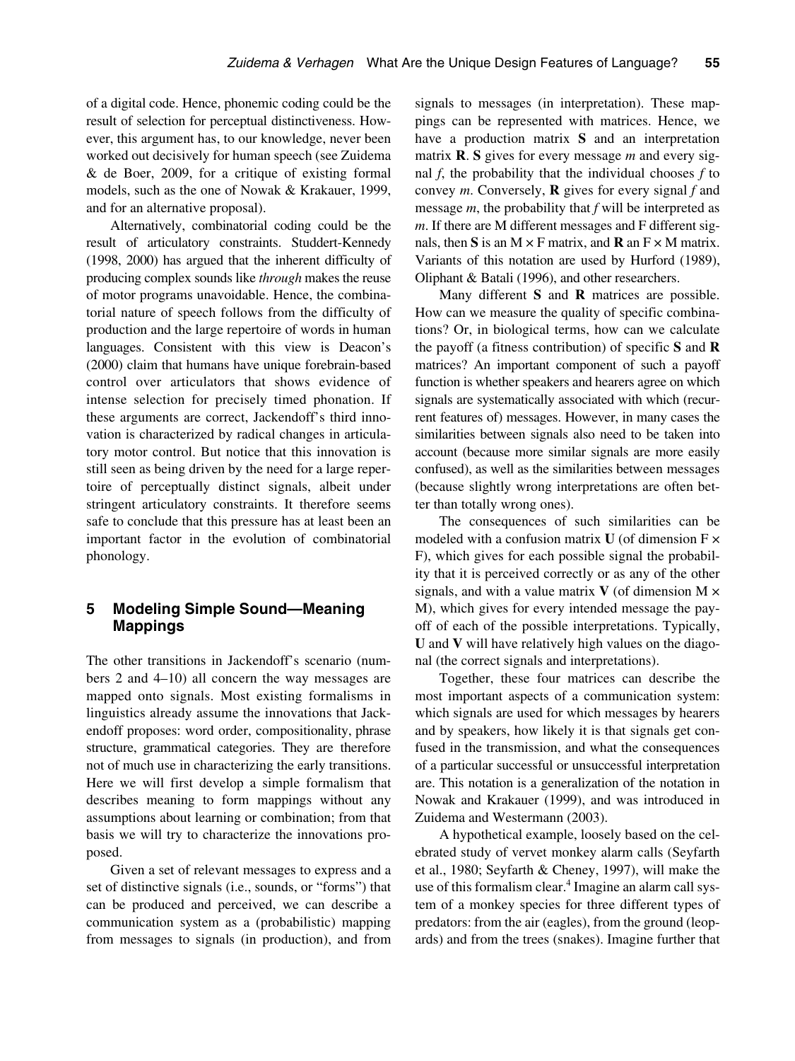of a digital code. Hence, phonemic coding could be the result of selection for perceptual distinctiveness. However, this argument has, to our knowledge, never been worked out decisively for human speech (see Zuidema & de Boer, 2009, for a critique of existing formal models, such as the one of Nowak & Krakauer, 1999, and for an alternative proposal).

Alternatively, combinatorial coding could be the result of articulatory constraints. Studdert-Kennedy (1998, 2000) has argued that the inherent difficulty of producing complex sounds like *through* makes the reuse of motor programs unavoidable. Hence, the combinatorial nature of speech follows from the difficulty of production and the large repertoire of words in human languages. Consistent with this view is Deacon's (2000) claim that humans have unique forebrain-based control over articulators that shows evidence of intense selection for precisely timed phonation. If these arguments are correct, Jackendoff's third innovation is characterized by radical changes in articulatory motor control. But notice that this innovation is still seen as being driven by the need for a large repertoire of perceptually distinct signals, albeit under stringent articulatory constraints. It therefore seems safe to conclude that this pressure has at least been an important factor in the evolution of combinatorial phonology.

## 5 Modeling Simple Sound—Meaning Mappings

The other transitions in Jackendoff's scenario (numbers 2 and 4–10) all concern the way messages are mapped onto signals. Most existing formalisms in linguistics already assume the innovations that Jackendoff proposes: word order, compositionality, phrase structure, grammatical categories. They are therefore not of much use in characterizing the early transitions. Here we will first develop a simple formalism that describes meaning to form mappings without any assumptions about learning or combination; from that basis we will try to characterize the innovations proposed.

Given a set of relevant messages to express and a set of distinctive signals (i.e., sounds, or "forms") that can be produced and perceived, we can describe a communication system as a (probabilistic) mapping from messages to signals (in production), and from signals to messages (in interpretation). These mappings can be represented with matrices. Hence, we have a production matrix **S** and an interpretation matrix **R**. **S** gives for every message *m* and every signal *f*, the probability that the individual chooses *f* to convey *m*. Conversely, **R** gives for every signal *f* and message *m*, the probability that *f* will be interpreted as *m*. If there are M different messages and F different signals, then **S** is an M × F matrix, and **R** an F × M matrix. Variants of this notation are used by Hurford (1989), Oliphant & Batali (1996), and other researchers.

Many different **S** and **R** matrices are possible. How can we measure the quality of specific combinations? Or, in biological terms, how can we calculate the payoff (a fitness contribution) of specific **S** and **R** matrices? An important component of such a payoff function is whether speakers and hearers agree on which signals are systematically associated with which (recurrent features of) messages. However, in many cases the similarities between signals also need to be taken into account (because more similar signals are more easily confused), as well as the similarities between messages (because slightly wrong interpretations are often better than totally wrong ones).

The consequences of such similarities can be modeled with a confusion matrix **U** (of dimension F × F), which gives for each possible signal the probability that it is perceived correctly or as any of the other signals, and with a value matrix **V** (of dimension M × M), which gives for every intended message the payoff of each of the possible interpretations. Typically, **U** and **V** will have relatively high values on the diagonal (the correct signals and interpretations).

Together, these four matrices can describe the most important aspects of a communication system: which signals are used for which messages by hearers and by speakers, how likely it is that signals get confused in the transmission, and what the consequences of a particular successful or unsuccessful interpretation are. This notation is a generalization of the notation in Nowak and Krakauer (1999), and was introduced in Zuidema and Westermann (2003).

A hypothetical example, loosely based on the celebrated study of vervet monkey alarm calls (Seyfarth et al., 1980; Seyfarth & Cheney, 1997), will make the use of this formalism clear.[4] Imagine an alarm call system of a monkey species for three different types of predators: from the air (eagles), from the ground (leopards) and from the trees (snakes). Imagine further that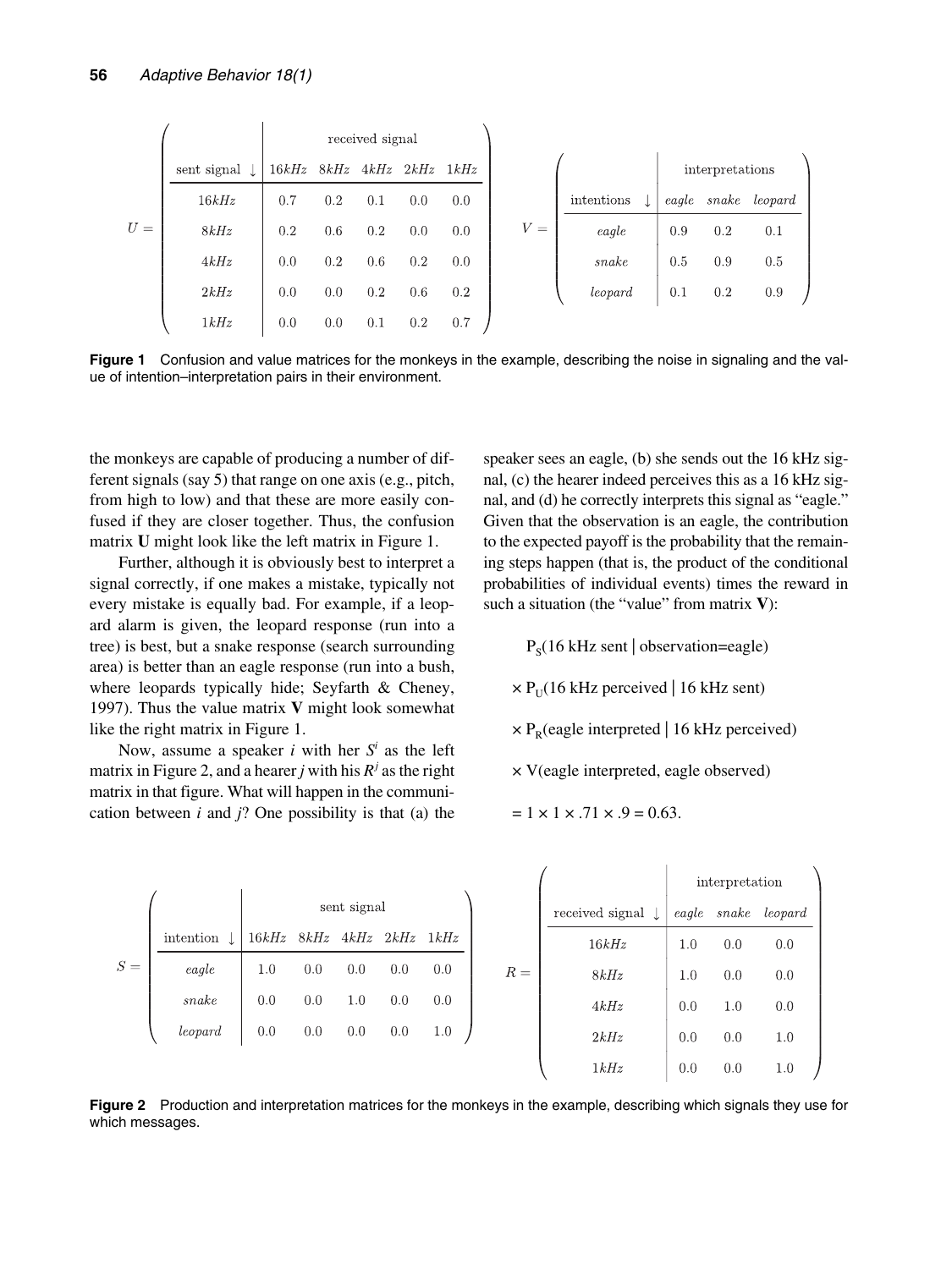$U =$

| sent signal ↓ / received signal | 16kHz | 8kHz | 4kHz | 2kHz | 1kHz |
|---|---|---|---|---|---|
| 16kHz | 0.7 | 0.2 | 0.1 | 0.0 | 0.0 |
| 8kHz | 0.2 | 0.6 | 0.2 | 0.0 | 0.0 |
| 4kHz | 0.0 | 0.2 | 0.6 | 0.2 | 0.0 |
| 2kHz | 0.0 | 0.0 | 0.2 | 0.6 | 0.2 |
| 1kHz | 0.0 | 0.0 | 0.1 | 0.2 | 0.7 |

$V =$

| intentions ↓ / interpretations | eagle | snake | leopard |
|---|---|---|---|
| eagle | 0.9 | 0.2 | 0.1 |
| snake | 0.5 | 0.9 | 0.5 |
| leopard | 0.1 | 0.2 | 0.9 |

**Figure 1** Confusion and value matrices for the monkeys in the example, describing the noise in signaling and the value of intention–interpretation pairs in their environment.

the monkeys are capable of producing a number of different signals (say 5) that range on one axis (e.g., pitch, from high to low) and that these are more easily confused if they are closer together. Thus, the confusion matrix **U** might look like the left matrix in Figure 1.

Further, although it is obviously best to interpret a signal correctly, if one makes a mistake, typically not every mistake is equally bad. For example, if a leopard alarm is given, the leopard response (run into a tree) is best, but a snake response (search surrounding area) is better than an eagle response (run into a bush, where leopards typically hide; Seyfarth & Cheney, 1997). Thus the value matrix **V** might look somewhat like the right matrix in Figure 1.

Now, assume a speaker $i$ with her $S^i$ as the left matrix in Figure 2, and a hearer $j$ with his $R^j$ as the right matrix in that figure. What will happen in the communication between $i$ and $j$? One possibility is that (a) the speaker sees an eagle, (b) she sends out the 16 kHz signal, (c) the hearer indeed perceives this as a 16 kHz signal, and (d) he correctly interprets this signal as "eagle." Given that the observation is an eagle, the contribution to the expected payoff is the probability that the remaining steps happen (that is, the product of the conditional probabilities of individual events) times the reward in such a situation (the "value" from matrix **V**):

$$
\begin{aligned}
& P_S(\text{16 kHz sent} \mid \text{observation=eagle}) \\
& \times P_U(\text{16 kHz perceived} \mid \text{16 kHz sent}) \\
& \times P_R(\text{eagle interpreted} \mid \text{16 kHz perceived}) \\
& \times V(\text{eagle interpreted, eagle observed}) \\
& = 1 \times 1 \times .71 \times .9 = 0.63.
\end{aligned}
$$

$S =$

| intention ↓ / sent signal | 16kHz | 8kHz | 4kHz | 2kHz | 1kHz |
|---|---|---|---|---|---|
| eagle | 1.0 | 0.0 | 0.0 | 0.0 | 0.0 |
| snake | 0.0 | 0.0 | 1.0 | 0.0 | 0.0 |
| leopard | 0.0 | 0.0 | 0.0 | 0.0 | 1.0 |

$R =$

| received signal ↓ / interpretation | eagle | snake | leopard |
|---|---|---|---|
| 16kHz | 1.0 | 0.0 | 0.0 |
| 8kHz | 1.0 | 0.0 | 0.0 |
| 4kHz | 0.0 | 1.0 | 0.0 |
| 2kHz | 0.0 | 0.0 | 1.0 |
| 1kHz | 0.0 | 0.0 | 1.0 |

**Figure 2** Production and interpretation matrices for the monkeys in the example, describing which signals they use for which messages.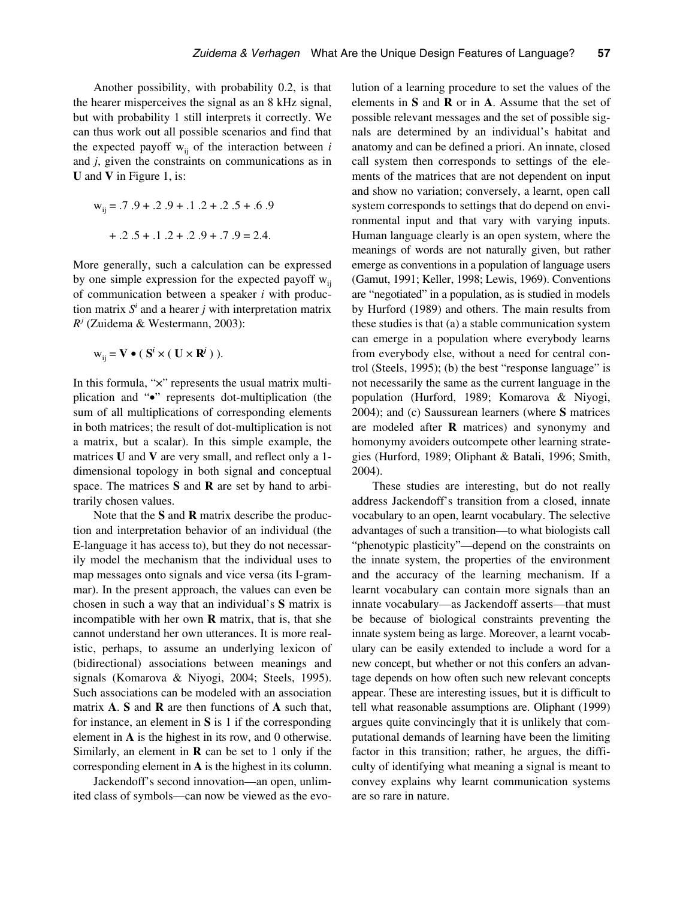Another possibility, with probability 0.2, is that the hearer misperceives the signal as an 8 kHz signal, but with probability 1 still interprets it correctly. We can thus work out all possible scenarios and find that the expected payoff $w_{ij}$ of the interaction between $i$ and $j$, given the constraints on communications as in **U** and **V** in Figure 1, is:

$$w_{ij} = .7\ .9 + .2\ .9 + .1\ .2 + .2\ .5 + .6\ .9$$

$$+ .2\ .5 + .1\ .2 + .2\ .9 + .7\ .9 = 2.4.$$

More generally, such a calculation can be expressed by one simple expression for the expected payoff $w_{ij}$ of communication between a speaker $i$ with production matrix $S^i$ and a hearer $j$ with interpretation matrix $R^j$ (Zuidema & Westermann, 2003):

$$w_{ij} = \mathbf{V} \bullet ( \mathbf{S}^i \times ( \mathbf{U} \times \mathbf{R}^j ) ).$$

In this formula, "×" represents the usual matrix multiplication and "•" represents dot-multiplication (the sum of all multiplications of corresponding elements in both matrices; the result of dot-multiplication is not a matrix, but a scalar). In this simple example, the matrices **U** and **V** are very small, and reflect only a 1-dimensional topology in both signal and conceptual space. The matrices **S** and **R** are set by hand to arbitrarily chosen values.

Note that the **S** and **R** matrix describe the production and interpretation behavior of an individual (the E-language it has access to), but they do not necessarily model the mechanism that the individual uses to map messages onto signals and vice versa (its I-grammar). In the present approach, the values can even be chosen in such a way that an individual's **S** matrix is incompatible with her own **R** matrix, that is, that she cannot understand her own utterances. It is more realistic, perhaps, to assume an underlying lexicon of (bidirectional) associations between meanings and signals (Komarova & Niyogi, 2004; Steels, 1995). Such associations can be modeled with an association matrix **A**. **S** and **R** are then functions of **A** such that, for instance, an element in **S** is 1 if the corresponding element in **A** is the highest in its row, and 0 otherwise. Similarly, an element in **R** can be set to 1 only if the corresponding element in **A** is the highest in its column.

Jackendoff's second innovation—an open, unlimited class of symbols—can now be viewed as the evolution of a learning procedure to set the values of the elements in **S** and **R** or in **A**. Assume that the set of possible relevant messages and the set of possible signals are determined by an individual's habitat and anatomy and can be defined a priori. An innate, closed call system then corresponds to settings of the elements of the matrices that are not dependent on input and show no variation; conversely, a learnt, open call system corresponds to settings that do depend on environmental input and that vary with varying inputs. Human language clearly is an open system, where the meanings of words are not naturally given, but rather emerge as conventions in a population of language users (Gamut, 1991; Keller, 1998; Lewis, 1969). Conventions are "negotiated" in a population, as is studied in models by Hurford (1989) and others. The main results from these studies is that (a) a stable communication system can emerge in a population where everybody learns from everybody else, without a need for central control (Steels, 1995); (b) the best "response language" is not necessarily the same as the current language in the population (Hurford, 1989; Komarova & Niyogi, 2004); and (c) Saussurean learners (where **S** matrices are modeled after **R** matrices) and synonymy and homonymy avoiders outcompete other learning strategies (Hurford, 1989; Oliphant & Batali, 1996; Smith, 2004).

These studies are interesting, but do not really address Jackendoff's transition from a closed, innate vocabulary to an open, learnt vocabulary. The selective advantages of such a transition—to what biologists call "phenotypic plasticity"—depend on the constraints on the innate system, the properties of the environment and the accuracy of the learning mechanism. If a learnt vocabulary can contain more signals than an innate vocabulary—as Jackendoff asserts—that must be because of biological constraints preventing the innate system being as large. Moreover, a learnt vocabulary can be easily extended to include a word for a new concept, but whether or not this confers an advantage depends on how often such new relevant concepts appear. These are interesting issues, but it is difficult to tell what reasonable assumptions are. Oliphant (1999) argues quite convincingly that it is unlikely that computational demands of learning have been the limiting factor in this transition; rather, he argues, the difficulty of identifying what meaning a signal is meant to convey explains why learnt communication systems are so rare in nature.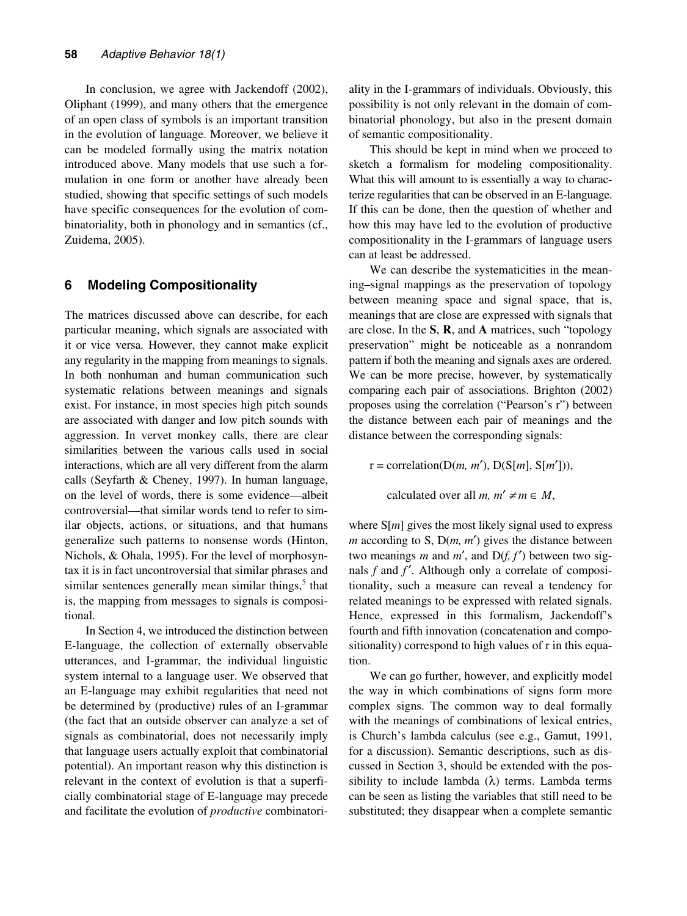In conclusion, we agree with Jackendoff (2002), Oliphant (1999), and many others that the emergence of an open class of symbols is an important transition in the evolution of language. Moreover, we believe it can be modeled formally using the matrix notation introduced above. Many models that use such a formulation in one form or another have already been studied, showing that specific settings of such models have specific consequences for the evolution of combinatoriality, both in phonology and in semantics (cf., Zuidema, 2005).

## 6 Modeling Compositionality

The matrices discussed above can describe, for each particular meaning, which signals are associated with it or vice versa. However, they cannot make explicit any regularity in the mapping from meanings to signals. In both nonhuman and human communication such systematic relations between meanings and signals exist. For instance, in most species high pitch sounds are associated with danger and low pitch sounds with aggression. In vervet monkey calls, there are clear similarities between the various calls used in social interactions, which are all very different from the alarm calls (Seyfarth & Cheney, 1997). In human language, on the level of words, there is some evidence—albeit controversial—that similar words tend to refer to similar objects, actions, or situations, and that humans generalize such patterns to nonsense words (Hinton, Nichols, & Ohala, 1995). For the level of morphosyntax it is in fact uncontroversial that similar phrases and similar sentences generally mean similar things,[5] that is, the mapping from messages to signals is compositional.

In Section 4, we introduced the distinction between E-language, the collection of externally observable utterances, and I-grammar, the individual linguistic system internal to a language user. We observed that an E-language may exhibit regularities that need not be determined by (productive) rules of an I-grammar (the fact that an outside observer can analyze a set of signals as combinatorial, does not necessarily imply that language users actually exploit that combinatorial potential). An important reason why this distinction is relevant in the context of evolution is that a superficially combinatorial stage of E-language may precede and facilitate the evolution of *productive* combinatoriality in the I-grammars of individuals. Obviously, this possibility is not only relevant in the domain of combinatorial phonology, but also in the present domain of semantic compositionality.

This should be kept in mind when we proceed to sketch a formalism for modeling compositionality. What this will amount to is essentially a way to characterize regularities that can be observed in an E-language. If this can be done, then the question of whether and how this may have led to the evolution of productive compositionality in the I-grammars of language users can at least be addressed.

We can describe the systematicities in the meaning–signal mappings as the preservation of topology between meaning space and signal space, that is, meanings that are close are expressed with signals that are close. In the **S**, **R**, and **A** matrices, such "topology preservation" might be noticeable as a nonrandom pattern if both the meaning and signals axes are ordered. We can be more precise, however, by systematically comparing each pair of associations. Brighton (2002) proposes using the correlation ("Pearson's r") between the distance between each pair of meanings and the distance between the corresponding signals:

$$r = \text{correlation}(D(m, m'), D(S[m], S[m'])),$$

$$\text{calculated over all } m, m' \neq m \in M,$$

where $S[m]$ gives the most likely signal used to express $m$ according to S, $D(m, m')$ gives the distance between two meanings $m$ and $m'$, and $D(f, f')$ between two signals $f$ and $f'$. Although only a correlate of compositionality, such a measure can reveal a tendency for related meanings to be expressed with related signals. Hence, expressed in this formalism, Jackendoff's fourth and fifth innovation (concatenation and compositionality) correspond to high values of r in this equation.

We can go further, however, and explicitly model the way in which combinations of signs form more complex signs. The common way to deal formally with the meanings of combinations of lexical entries, is Church's lambda calculus (see e.g., Gamut, 1991, for a discussion). Semantic descriptions, such as discussed in Section 3, should be extended with the possibility to include lambda ($\lambda$) terms. Lambda terms can be seen as listing the variables that still need to be substituted; they disappear when a complete semantic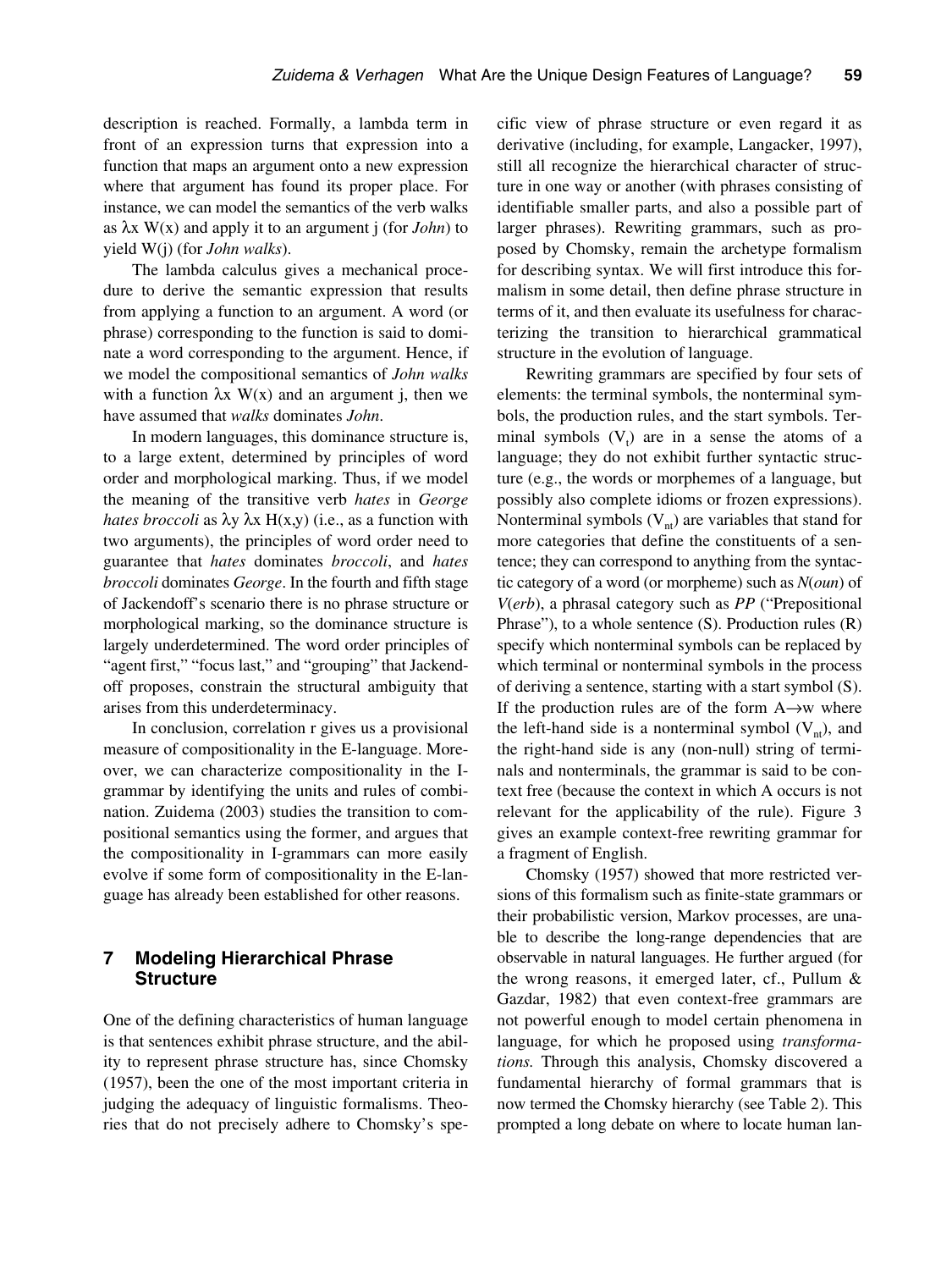description is reached. Formally, a lambda term in front of an expression turns that expression into a function that maps an argument onto a new expression where that argument has found its proper place. For instance, we can model the semantics of the verb walks as $\lambda x\ W(x)$ and apply it to an argument j (for *John*) to yield W(j) (for *John walks*).

The lambda calculus gives a mechanical procedure to derive the semantic expression that results from applying a function to an argument. A word (or phrase) corresponding to the function is said to dominate a word corresponding to the argument. Hence, if we model the compositional semantics of *John walks* with a function $\lambda x\ W(x)$ and an argument j, then we have assumed that *walks* dominates *John*.

In modern languages, this dominance structure is, to a large extent, determined by principles of word order and morphological marking. Thus, if we model the meaning of the transitive verb *hates* in *George hates broccoli* as $\lambda y\ \lambda x\ H(x,y)$ (i.e., as a function with two arguments), the principles of word order need to guarantee that *hates* dominates *broccoli*, and *hates broccoli* dominates *George*. In the fourth and fifth stage of Jackendoff's scenario there is no phrase structure or morphological marking, so the dominance structure is largely underdetermined. The word order principles of "agent first," "focus last," and "grouping" that Jackendoff proposes, constrain the structural ambiguity that arises from this underdeterminacy.

In conclusion, correlation r gives us a provisional measure of compositionality in the E-language. Moreover, we can characterize compositionality in the I-grammar by identifying the units and rules of combination. Zuidema (2003) studies the transition to compositional semantics using the former, and argues that the compositionality in I-grammars can more easily evolve if some form of compositionality in the E-language has already been established for other reasons.

## 7 Modeling Hierarchical Phrase Structure

One of the defining characteristics of human language is that sentences exhibit phrase structure, and the ability to represent phrase structure has, since Chomsky (1957), been the one of the most important criteria in judging the adequacy of linguistic formalisms. Theories that do not precisely adhere to Chomsky's specific view of phrase structure or even regard it as derivative (including, for example, Langacker, 1997), still all recognize the hierarchical character of structure in one way or another (with phrases consisting of identifiable smaller parts, and also a possible part of larger phrases). Rewriting grammars, such as proposed by Chomsky, remain the archetype formalism for describing syntax. We will first introduce this formalism in some detail, then define phrase structure in terms of it, and then evaluate its usefulness for characterizing the transition to hierarchical grammatical structure in the evolution of language.

Rewriting grammars are specified by four sets of elements: the terminal symbols, the nonterminal symbols, the production rules, and the start symbols. Terminal symbols ($V_t$) are in a sense the atoms of a language; they do not exhibit further syntactic structure (e.g., the words or morphemes of a language, but possibly also complete idioms or frozen expressions). Nonterminal symbols ($V_{nt}$) are variables that stand for more categories that define the constituents of a sentence; they can correspond to anything from the syntactic category of a word (or morpheme) such as *N*(*oun*) of *V*(*erb*), a phrasal category such as *PP* ("Prepositional Phrase"), to a whole sentence (S). Production rules (R) specify which nonterminal symbols can be replaced by which terminal or nonterminal symbols in the process of deriving a sentence, starting with a start symbol (S). If the production rules are of the form $A \rightarrow w$ where the left-hand side is a nonterminal symbol ($V_{nt}$), and the right-hand side is any (non-null) string of terminals and nonterminals, the grammar is said to be context free (because the context in which A occurs is not relevant for the applicability of the rule). Figure 3 gives an example context-free rewriting grammar for a fragment of English.

Chomsky (1957) showed that more restricted versions of this formalism such as finite-state grammars or their probabilistic version, Markov processes, are unable to describe the long-range dependencies that are observable in natural languages. He further argued (for the wrong reasons, it emerged later, cf., Pullum & Gazdar, 1982) that even context-free grammars are not powerful enough to model certain phenomena in language, for which he proposed using *transformations.* Through this analysis, Chomsky discovered a fundamental hierarchy of formal grammars that is now termed the Chomsky hierarchy (see Table 2). This prompted a long debate on where to locate human lan-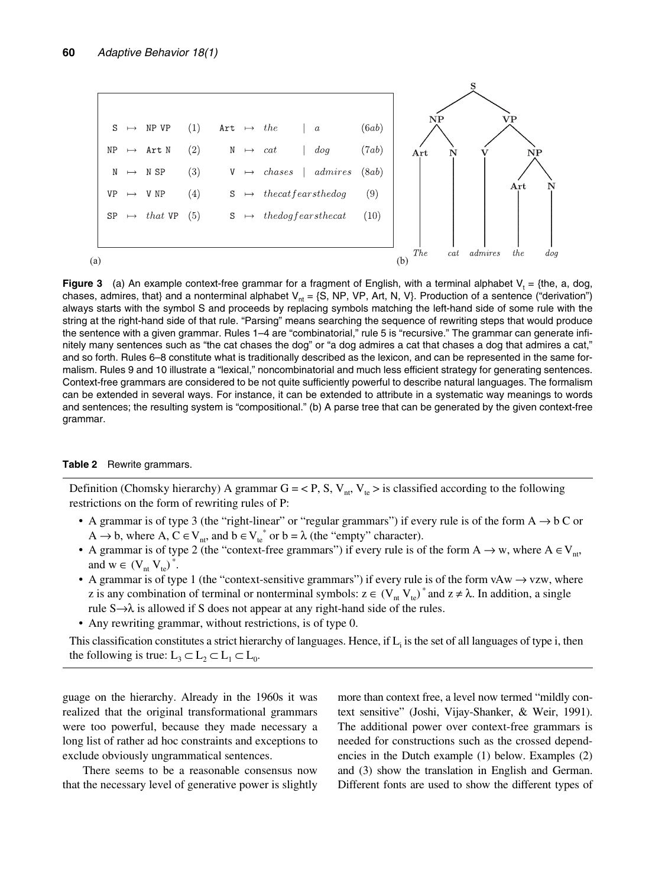(a)

| | | | | | | | | |
|---|---|---|---|---|---|---|---|---|
| S | ↦ | NP VP | (1) | Art | ↦ | *the* \| *a* | (6*ab*) |
| NP | ↦ | Art N | (2) | N | ↦ | *cat* \| *dog* | (7*ab*) |
| N | ↦ | N SP | (3) | V | ↦ | *chases* \| *admires* | (8*ab*) |
| VP | ↦ | V NP | (4) | S | ↦ | *thecatfearsthedog* | (9) |
| SP | ↦ | *that* VP | (5) | S | ↦ | *thedogfearsthecat* | (10) |

(b)

```
                S
          /           \
        NP             VP
       /  \          /    \
     Art   N        V      NP
      |    |        |     /  \
      |    |        |   Art   N
      |    |        |    |    |
     The  cat   admires the  dog
```

**Figure 3** (a) An example context-free grammar for a fragment of English, with a terminal alphabet $V_t$ = {the, a, dog, chases, admires, that} and a nonterminal alphabet $V_{nt}$ = {S, NP, VP, Art, N, V}. Production of a sentence ("derivation") always starts with the symbol S and proceeds by replacing symbols matching the left-hand side of some rule with the string at the right-hand side of that rule. "Parsing" means searching the sequence of rewriting steps that would produce the sentence with a given grammar. Rules 1–4 are "combinatorial," rule 5 is "recursive." The grammar can generate infinitely many sentences such as "the cat chases the dog" or "a dog admires a cat that chases a dog that admires a cat," and so forth. Rules 6–8 constitute what is traditionally described as the lexicon, and can be represented in the same formalism. Rules 9 and 10 illustrate a "lexical," noncombinatorial and much less efficient strategy for generating sentences. Context-free grammars are considered to be not quite sufficiently powerful to describe natural languages. The formalism can be extended in several ways. For instance, it can be extended to attribute in a systematic way meanings to words and sentences; the resulting system is "compositional." (b) A parse tree that can be generated by the given context-free grammar.

**Table 2** Rewrite grammars.

Definition (Chomsky hierarchy) A grammar $G = < P, S, V_{nt}, V_{te} >$ is classified according to the following restrictions on the form of rewriting rules of P:

- A grammar is of type 3 (the "right-linear" or "regular grammars") if every rule is of the form $A \rightarrow b\ C$ or $A \rightarrow b$, where $A, C \in V_{nt}$, and $b \in V_{te}^{\ *}$ or $b = \lambda$ (the "empty" character).
- A grammar is of type 2 (the "context-free grammars") if every rule is of the form $A \rightarrow w$, where $A \in V_{nt}$, and $w \in (V_{nt}\ V_{te})^{*}$.
- A grammar is of type 1 (the "context-sensitive grammars") if every rule is of the form $vAw \rightarrow vzw$, where z is any combination of terminal or nonterminal symbols: $z \in (V_{nt}\ V_{te})^{*}$ and $z \neq \lambda$. In addition, a single rule $S \rightarrow \lambda$ is allowed if S does not appear at any right-hand side of the rules.
- Any rewriting grammar, without restrictions, is of type 0.

This classification constitutes a strict hierarchy of languages. Hence, if $L_i$ is the set of all languages of type i, then the following is true: $L_3 \subset L_2 \subset L_1 \subset L_0$.

guage on the hierarchy. Already in the 1960s it was realized that the original transformational grammars were too powerful, because they made necessary a long list of rather ad hoc constraints and exceptions to exclude obviously ungrammatical sentences.

There seems to be a reasonable consensus now that the necessary level of generative power is slightly more than context free, a level now termed "mildly context sensitive" (Joshi, Vijay-Shanker, & Weir, 1991). The additional power over context-free grammars is needed for constructions such as the crossed dependencies in the Dutch example (1) below. Examples (2) and (3) show the translation in English and German. Different fonts are used to show the different types of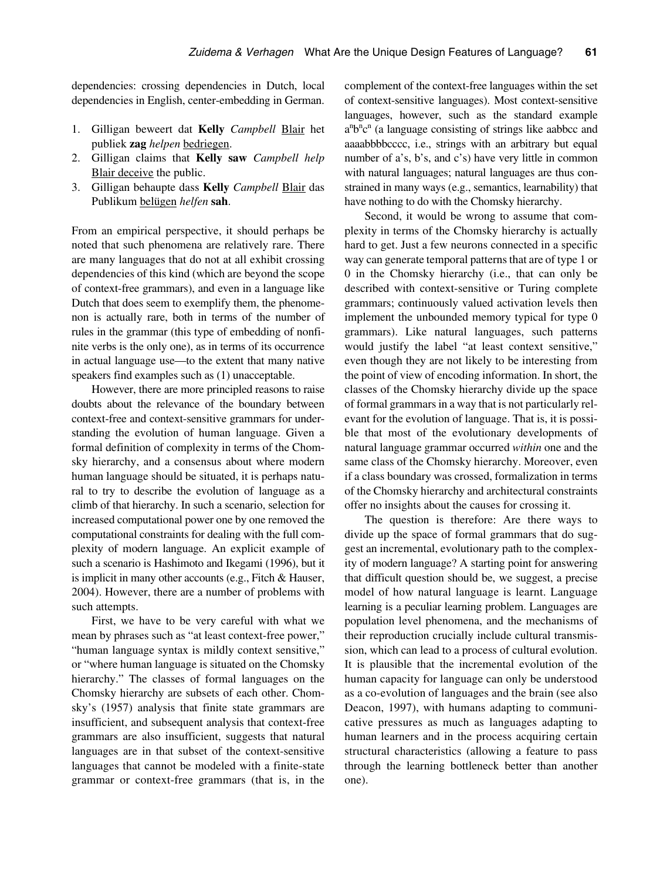dependencies: crossing dependencies in Dutch, local dependencies in English, center-embedding in German.

1. Gilligan beweert dat **Kelly** *Campbell* Blair het publiek **zag** *helpen* bedriegen.
2. Gilligan claims that **Kelly saw** *Campbell help* Blair deceive the public.
3. Gilligan behaupte dass **Kelly** *Campbell* Blair das Publikum belügen *helfen* **sah**.

From an empirical perspective, it should perhaps be noted that such phenomena are relatively rare. There are many languages that do not at all exhibit crossing dependencies of this kind (which are beyond the scope of context-free grammars), and even in a language like Dutch that does seem to exemplify them, the phenomenon is actually rare, both in terms of the number of rules in the grammar (this type of embedding of nonfinite verbs is the only one), as in terms of its occurrence in actual language use—to the extent that many native speakers find examples such as (1) unacceptable.

However, there are more principled reasons to raise doubts about the relevance of the boundary between context-free and context-sensitive grammars for understanding the evolution of human language. Given a formal definition of complexity in terms of the Chomsky hierarchy, and a consensus about where modern human language should be situated, it is perhaps natural to try to describe the evolution of language as a climb of that hierarchy. In such a scenario, selection for increased computational power one by one removed the computational constraints for dealing with the full complexity of modern language. An explicit example of such a scenario is Hashimoto and Ikegami (1996), but it is implicit in many other accounts (e.g., Fitch & Hauser, 2004). However, there are a number of problems with such attempts.

First, we have to be very careful with what we mean by phrases such as "at least context-free power," "human language syntax is mildly context sensitive," or "where human language is situated on the Chomsky hierarchy." The classes of formal languages on the Chomsky hierarchy are subsets of each other. Chomsky's (1957) analysis that finite state grammars are insufficient, and subsequent analysis that context-free grammars are also insufficient, suggests that natural languages are in that subset of the context-sensitive languages that cannot be modeled with a finite-state grammar or context-free grammars (that is, in the complement of the context-free languages within the set of context-sensitive languages). Most context-sensitive languages, however, such as the standard example $a^n b^n c^n$ (a language consisting of strings like aabbcc and aaaabbbbcccc, i.e., strings with an arbitrary but equal number of a's, b's, and c's) have very little in common with natural languages; natural languages are thus constrained in many ways (e.g., semantics, learnability) that have nothing to do with the Chomsky hierarchy.

Second, it would be wrong to assume that complexity in terms of the Chomsky hierarchy is actually hard to get. Just a few neurons connected in a specific way can generate temporal patterns that are of type 1 or 0 in the Chomsky hierarchy (i.e., that can only be described with context-sensitive or Turing complete grammars; continuously valued activation levels then implement the unbounded memory typical for type 0 grammars). Like natural languages, such patterns would justify the label "at least context sensitive," even though they are not likely to be interesting from the point of view of encoding information. In short, the classes of the Chomsky hierarchy divide up the space of formal grammars in a way that is not particularly relevant for the evolution of language. That is, it is possible that most of the evolutionary developments of natural language grammar occurred *within* one and the same class of the Chomsky hierarchy. Moreover, even if a class boundary was crossed, formalization in terms of the Chomsky hierarchy and architectural constraints offer no insights about the causes for crossing it.

The question is therefore: Are there ways to divide up the space of formal grammars that do suggest an incremental, evolutionary path to the complexity of modern language? A starting point for answering that difficult question should be, we suggest, a precise model of how natural language is learnt. Language learning is a peculiar learning problem. Languages are population level phenomena, and the mechanisms of their reproduction crucially include cultural transmission, which can lead to a process of cultural evolution. It is plausible that the incremental evolution of the human capacity for language can only be understood as a co-evolution of languages and the brain (see also Deacon, 1997), with humans adapting to communicative pressures as much as languages adapting to human learners and in the process acquiring certain structural characteristics (allowing a feature to pass through the learning bottleneck better than another one).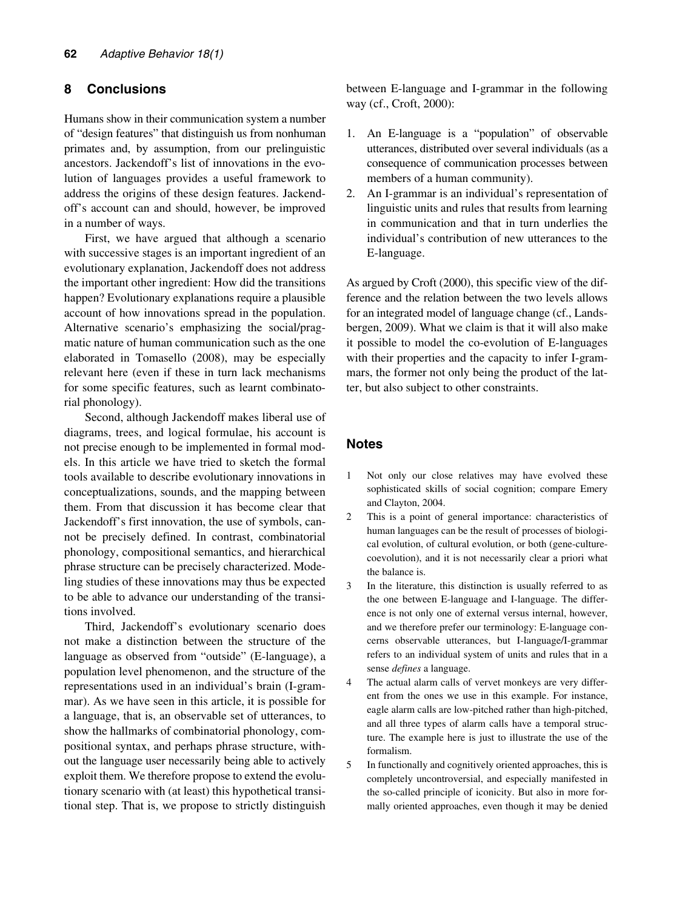## 8 Conclusions

Humans show in their communication system a number of "design features" that distinguish us from nonhuman primates and, by assumption, from our prelinguistic ancestors. Jackendoff's list of innovations in the evolution of languages provides a useful framework to address the origins of these design features. Jackendoff's account can and should, however, be improved in a number of ways.

First, we have argued that although a scenario with successive stages is an important ingredient of an evolutionary explanation, Jackendoff does not address the important other ingredient: How did the transitions happen? Evolutionary explanations require a plausible account of how innovations spread in the population. Alternative scenario's emphasizing the social/pragmatic nature of human communication such as the one elaborated in Tomasello (2008), may be especially relevant here (even if these in turn lack mechanisms for some specific features, such as learnt combinatorial phonology).

Second, although Jackendoff makes liberal use of diagrams, trees, and logical formulae, his account is not precise enough to be implemented in formal models. In this article we have tried to sketch the formal tools available to describe evolutionary innovations in conceptualizations, sounds, and the mapping between them. From that discussion it has become clear that Jackendoff's first innovation, the use of symbols, cannot be precisely defined. In contrast, combinatorial phonology, compositional semantics, and hierarchical phrase structure can be precisely characterized. Modeling studies of these innovations may thus be expected to be able to advance our understanding of the transitions involved.

Third, Jackendoff's evolutionary scenario does not make a distinction between the structure of the language as observed from "outside" (E-language), a population level phenomenon, and the structure of the representations used in an individual's brain (I-grammar). As we have seen in this article, it is possible for a language, that is, an observable set of utterances, to show the hallmarks of combinatorial phonology, compositional syntax, and perhaps phrase structure, without the language user necessarily being able to actively exploit them. We therefore propose to extend the evolutionary scenario with (at least) this hypothetical transitional step. That is, we propose to strictly distinguish between E-language and I-grammar in the following way (cf., Croft, 2000):

1. An E-language is a "population" of observable utterances, distributed over several individuals (as a consequence of communication processes between members of a human community).
2. An I-grammar is an individual's representation of linguistic units and rules that results from learning in communication and that in turn underlies the individual's contribution of new utterances to the E-language.

As argued by Croft (2000), this specific view of the difference and the relation between the two levels allows for an integrated model of language change (cf., Landsbergen, 2009). What we claim is that it will also make it possible to model the co-evolution of E-languages with their properties and the capacity to infer I-grammars, the former not only being the product of the latter, but also subject to other constraints.

## Notes

1 Not only our close relatives may have evolved these sophisticated skills of social cognition; compare Emery and Clayton, 2004.

2 This is a point of general importance: characteristics of human languages can be the result of processes of biological evolution, of cultural evolution, or both (gene-culture-coevolution), and it is not necessarily clear a priori what the balance is.

3 In the literature, this distinction is usually referred to as the one between E-language and I-language. The difference is not only one of external versus internal, however, and we therefore prefer our terminology: E-language concerns observable utterances, but I-language/I-grammar refers to an individual system of units and rules that in a sense *defines* a language.

4 The actual alarm calls of vervet monkeys are very different from the ones we use in this example. For instance, eagle alarm calls are low-pitched rather than high-pitched, and all three types of alarm calls have a temporal structure. The example here is just to illustrate the use of the formalism.

5 In functionally and cognitively oriented approaches, this is completely uncontroversial, and especially manifested in the so-called principle of iconicity. But also in more formally oriented approaches, even though it may be denied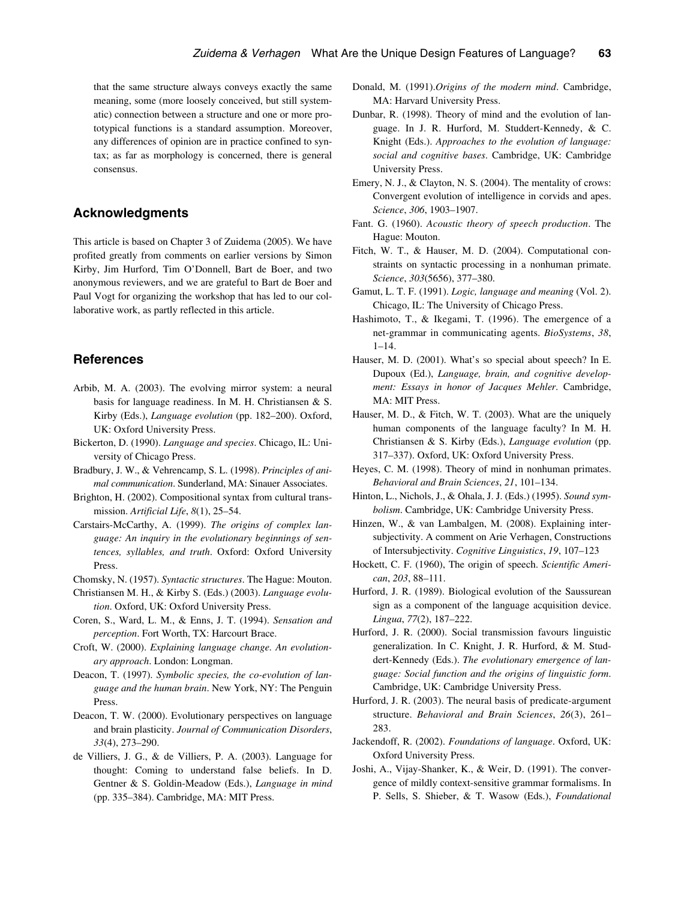that the same structure always conveys exactly the same meaning, some (more loosely conceived, but still systematic) connection between a structure and one or more prototypical functions is a standard assumption. Moreover, any differences of opinion are in practice confined to syntax; as far as morphology is concerned, there is general consensus.

## Acknowledgments

This article is based on Chapter 3 of Zuidema (2005). We have profited greatly from comments on earlier versions by Simon Kirby, Jim Hurford, Tim O'Donnell, Bart de Boer, and two anonymous reviewers, and we are grateful to Bart de Boer and Paul Vogt for organizing the workshop that has led to our collaborative work, as partly reflected in this article.

## References

Arbib, M. A. (2003). The evolving mirror system: a neural basis for language readiness. In M. H. Christiansen & S. Kirby (Eds.), *Language evolution* (pp. 182–200). Oxford, UK: Oxford University Press.

Bickerton, D. (1990). *Language and species*. Chicago, IL: University of Chicago Press.

Bradbury, J. W., & Vehrencamp, S. L. (1998). *Principles of animal communication*. Sunderland, MA: Sinauer Associates.

Brighton, H. (2002). Compositional syntax from cultural transmission. *Artificial Life*, *8*(1), 25–54.

Carstairs-McCarthy, A. (1999). *The origins of complex language: An inquiry in the evolutionary beginnings of sentences, syllables, and truth*. Oxford: Oxford University Press.

Chomsky, N. (1957). *Syntactic structures*. The Hague: Mouton.

Christiansen M. H., & Kirby S. (Eds.) (2003). *Language evolution*. Oxford, UK: Oxford University Press.

Coren, S., Ward, L. M., & Enns, J. T. (1994). *Sensation and perception*. Fort Worth, TX: Harcourt Brace.

Croft, W. (2000). *Explaining language change. An evolutionary approach*. London: Longman.

Deacon, T. (1997). *Symbolic species, the co-evolution of language and the human brain*. New York, NY: The Penguin Press.

Deacon, T. W. (2000). Evolutionary perspectives on language and brain plasticity. *Journal of Communication Disorders*, *33*(4), 273–290.

de Villiers, J. G., & de Villiers, P. A. (2003). Language for thought: Coming to understand false beliefs. In D. Gentner & S. Goldin-Meadow (Eds.), *Language in mind* (pp. 335–384). Cambridge, MA: MIT Press.

Donald, M. (1991).*Origins of the modern mind*. Cambridge, MA: Harvard University Press.

Dunbar, R. (1998). Theory of mind and the evolution of language. In J. R. Hurford, M. Studdert-Kennedy, & C. Knight (Eds.). *Approaches to the evolution of language: social and cognitive bases*. Cambridge, UK: Cambridge University Press.

Emery, N. J., & Clayton, N. S. (2004). The mentality of crows: Convergent evolution of intelligence in corvids and apes. *Science*, *306*, 1903–1907.

Fant. G. (1960). *Acoustic theory of speech production*. The Hague: Mouton.

Fitch, W. T., & Hauser, M. D. (2004). Computational constraints on syntactic processing in a nonhuman primate. *Science*, *303*(5656), 377–380.

Gamut, L. T. F. (1991). *Logic, language and meaning* (Vol. 2). Chicago, IL: The University of Chicago Press.

Hashimoto, T., & Ikegami, T. (1996). The emergence of a net-grammar in communicating agents. *BioSystems*, *38*, 1–14.

Hauser, M. D. (2001). What's so special about speech? In E. Dupoux (Ed.), *Language, brain, and cognitive development: Essays in honor of Jacques Mehler*. Cambridge, MA: MIT Press.

Hauser, M. D., & Fitch, W. T. (2003). What are the uniquely human components of the language faculty? In M. H. Christiansen & S. Kirby (Eds.), *Language evolution* (pp. 317–337). Oxford, UK: Oxford University Press.

Heyes, C. M. (1998). Theory of mind in nonhuman primates. *Behavioral and Brain Sciences*, *21*, 101–134.

Hinton, L., Nichols, J., & Ohala, J. J. (Eds.) (1995). *Sound symbolism*. Cambridge, UK: Cambridge University Press.

Hinzen, W., & van Lambalgen, M. (2008). Explaining intersubjectivity. A comment on Arie Verhagen, Constructions of Intersubjectivity. *Cognitive Linguistics*, *19*, 107–123

Hockett, C. F. (1960), The origin of speech. *Scientific American*, *203*, 88–111.

Hurford, J. R. (1989). Biological evolution of the Saussurean sign as a component of the language acquisition device. *Lingua*, *77*(2), 187–222.

Hurford, J. R. (2000). Social transmission favours linguistic generalization. In C. Knight, J. R. Hurford, & M. Studdert-Kennedy (Eds.). *The evolutionary emergence of language: Social function and the origins of linguistic form*. Cambridge, UK: Cambridge University Press.

Hurford, J. R. (2003). The neural basis of predicate-argument structure. *Behavioral and Brain Sciences*, *26*(3), 261–283.

Jackendoff, R. (2002). *Foundations of language*. Oxford, UK: Oxford University Press.

Joshi, A., Vijay-Shanker, K., & Weir, D. (1991). The convergence of mildly context-sensitive grammar formalisms. In P. Sells, S. Shieber, & T. Wasow (Eds.), *Foundational*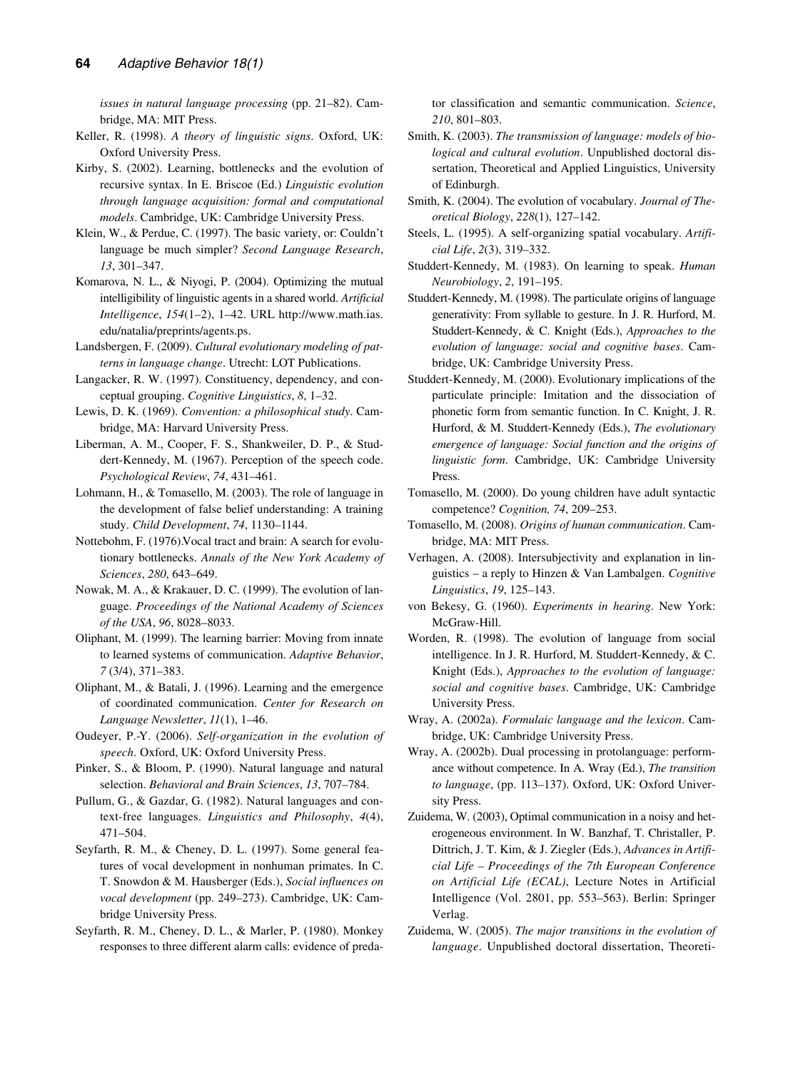*issues in natural language processing* (pp. 21–82). Cambridge, MA: MIT Press.

Keller, R. (1998). *A theory of linguistic signs*. Oxford, UK: Oxford University Press.

Kirby, S. (2002). Learning, bottlenecks and the evolution of recursive syntax. In E. Briscoe (Ed.) *Linguistic evolution through language acquisition: formal and computational models*. Cambridge, UK: Cambridge University Press.

Klein, W., & Perdue, C. (1997). The basic variety, or: Couldn't language be much simpler? *Second Language Research*, *13*, 301–347.

Komarova, N. L., & Niyogi, P. (2004). Optimizing the mutual intelligibility of linguistic agents in a shared world. *Artificial Intelligence*, *154*(1–2), 1–42. URL http://www.math.ias.edu/natalia/preprints/agents.ps.

Landsbergen, F. (2009). *Cultural evolutionary modeling of patterns in language change*. Utrecht: LOT Publications.

Langacker, R. W. (1997). Constituency, dependency, and conceptual grouping. *Cognitive Linguistics*, *8*, 1–32.

Lewis, D. K. (1969). *Convention: a philosophical study*. Cambridge, MA: Harvard University Press.

Liberman, A. M., Cooper, F. S., Shankweiler, D. P., & Studdert-Kennedy, M. (1967). Perception of the speech code. *Psychological Review*, *74*, 431–461.

Lohmann, H., & Tomasello, M. (2003). The role of language in the development of false belief understanding: A training study. *Child Development*, *74*, 1130–1144.

Nottebohm, F. (1976).Vocal tract and brain: A search for evolutionary bottlenecks. *Annals of the New York Academy of Sciences*, *280*, 643–649.

Nowak, M. A., & Krakauer, D. C. (1999). The evolution of language. *Proceedings of the National Academy of Sciences of the USA*, *96*, 8028–8033.

Oliphant, M. (1999). The learning barrier: Moving from innate to learned systems of communication. *Adaptive Behavior*, *7* (3/4), 371–383.

Oliphant, M., & Batali, J. (1996). Learning and the emergence of coordinated communication. *Center for Research on Language Newsletter*, *11*(1), 1–46.

Oudeyer, P.-Y. (2006). *Self-organization in the evolution of speech*. Oxford, UK: Oxford University Press.

Pinker, S., & Bloom, P. (1990). Natural language and natural selection. *Behavioral and Brain Sciences*, *13*, 707–784.

Pullum, G., & Gazdar, G. (1982). Natural languages and context-free languages. *Linguistics and Philosophy*, *4*(4), 471–504.

Seyfarth, R. M., & Cheney, D. L. (1997). Some general features of vocal development in nonhuman primates. In C. T. Snowdon & M. Hausberger (Eds.), *Social influences on vocal development* (pp. 249–273). Cambridge, UK: Cambridge University Press.

Seyfarth, R. M., Cheney, D. L., & Marler, P. (1980). Monkey responses to three different alarm calls: evidence of predator classification and semantic communication. *Science*, *210*, 801–803.

Smith, K. (2003). *The transmission of language: models of biological and cultural evolution*. Unpublished doctoral dissertation, Theoretical and Applied Linguistics, University of Edinburgh.

Smith, K. (2004). The evolution of vocabulary. *Journal of Theoretical Biology*, *228*(1), 127–142.

Steels, L. (1995). A self-organizing spatial vocabulary. *Artificial Life*, *2*(3), 319–332.

Studdert-Kennedy, M. (1983). On learning to speak. *Human Neurobiology*, *2*, 191–195.

Studdert-Kennedy, M. (1998). The particulate origins of language generativity: From syllable to gesture. In J. R. Hurford, M. Studdert-Kennedy, & C. Knight (Eds.), *Approaches to the evolution of language: social and cognitive bases*. Cambridge, UK: Cambridge University Press.

Studdert-Kennedy, M. (2000). Evolutionary implications of the particulate principle: Imitation and the dissociation of phonetic form from semantic function. In C. Knight, J. R. Hurford, & M. Studdert-Kennedy (Eds.), *The evolutionary emergence of language: Social function and the origins of linguistic form*. Cambridge, UK: Cambridge University Press.

Tomasello, M. (2000). Do young children have adult syntactic competence? *Cognition, 74*, 209–253.

Tomasello, M. (2008). *Origins of human communication*. Cambridge, MA: MIT Press.

Verhagen, A. (2008). Intersubjectivity and explanation in linguistics – a reply to Hinzen & Van Lambalgen. *Cognitive Linguistics*, *19*, 125–143.

von Bekesy, G. (1960). *Experiments in hearing*. New York: McGraw-Hill.

Worden, R. (1998). The evolution of language from social intelligence. In J. R. Hurford, M. Studdert-Kennedy, & C. Knight (Eds.), *Approaches to the evolution of language: social and cognitive bases*. Cambridge, UK: Cambridge University Press.

Wray, A. (2002a). *Formulaic language and the lexicon*. Cambridge, UK: Cambridge University Press.

Wray, A. (2002b). Dual processing in protolanguage: performance without competence. In A. Wray (Ed.), *The transition to language*, (pp. 113–137). Oxford, UK: Oxford University Press.

Zuidema, W. (2003), Optimal communication in a noisy and heterogeneous environment. In W. Banzhaf, T. Christaller, P. Dittrich, J. T. Kim, & J. Ziegler (Eds.), *Advances in Artificial Life – Proceedings of the 7th European Conference on Artificial Life (ECAL)*, Lecture Notes in Artificial Intelligence (Vol. 2801, pp. 553–563). Berlin: Springer Verlag.

Zuidema, W. (2005). *The major transitions in the evolution of language*. Unpublished doctoral dissertation, Theoreti-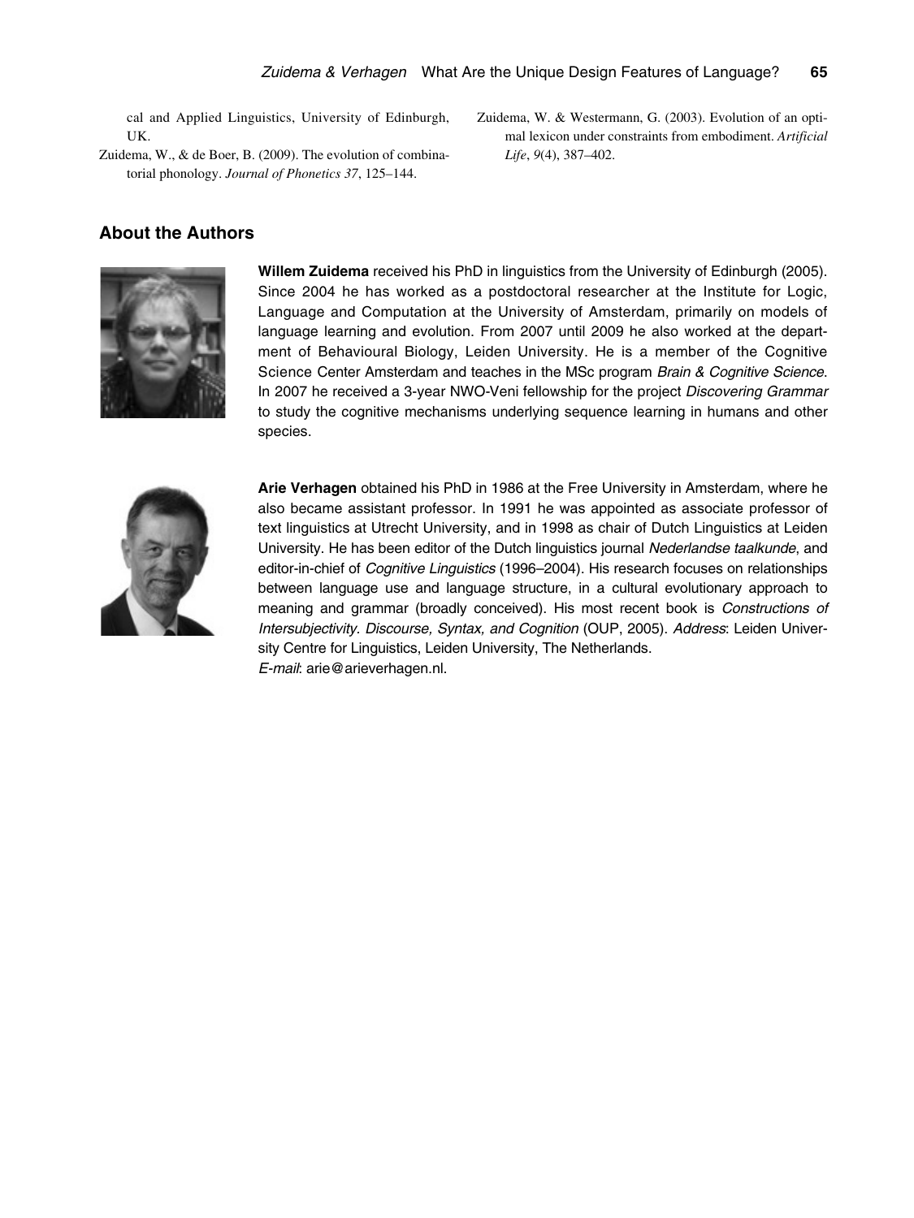cal and Applied Linguistics, University of Edinburgh, UK.

Zuidema, W., & de Boer, B. (2009). The evolution of combinatorial phonology. *Journal of Phonetics 37*, 125–144.

Zuidema, W. & Westermann, G. (2003). Evolution of an optimal lexicon under constraints from embodiment. *Artificial Life*, *9*(4), 387–402.

## About the Authors

**Willem Zuidema** received his PhD in linguistics from the University of Edinburgh (2005). Since 2004 he has worked as a postdoctoral researcher at the Institute for Logic, Language and Computation at the University of Amsterdam, primarily on models of language learning and evolution. From 2007 until 2009 he also worked at the department of Behavioural Biology, Leiden University. He is a member of the Cognitive Science Center Amsterdam and teaches in the MSc program *Brain & Cognitive Science*. In 2007 he received a 3-year NWO-Veni fellowship for the project *Discovering Grammar* to study the cognitive mechanisms underlying sequence learning in humans and other species.

**Arie Verhagen** obtained his PhD in 1986 at the Free University in Amsterdam, where he also became assistant professor. In 1991 he was appointed as associate professor of text linguistics at Utrecht University, and in 1998 as chair of Dutch Linguistics at Leiden University. He has been editor of the Dutch linguistics journal *Nederlandse taalkunde*, and editor-in-chief of *Cognitive Linguistics* (1996–2004). His research focuses on relationships between language use and language structure, in a cultural evolutionary approach to meaning and grammar (broadly conceived). His most recent book is *Constructions of Intersubjectivity. Discourse, Syntax, and Cognition* (OUP, 2005). *Address*: Leiden University Centre for Linguistics, Leiden University, The Netherlands.
*E-mail*: arie@arieverhagen.nl.